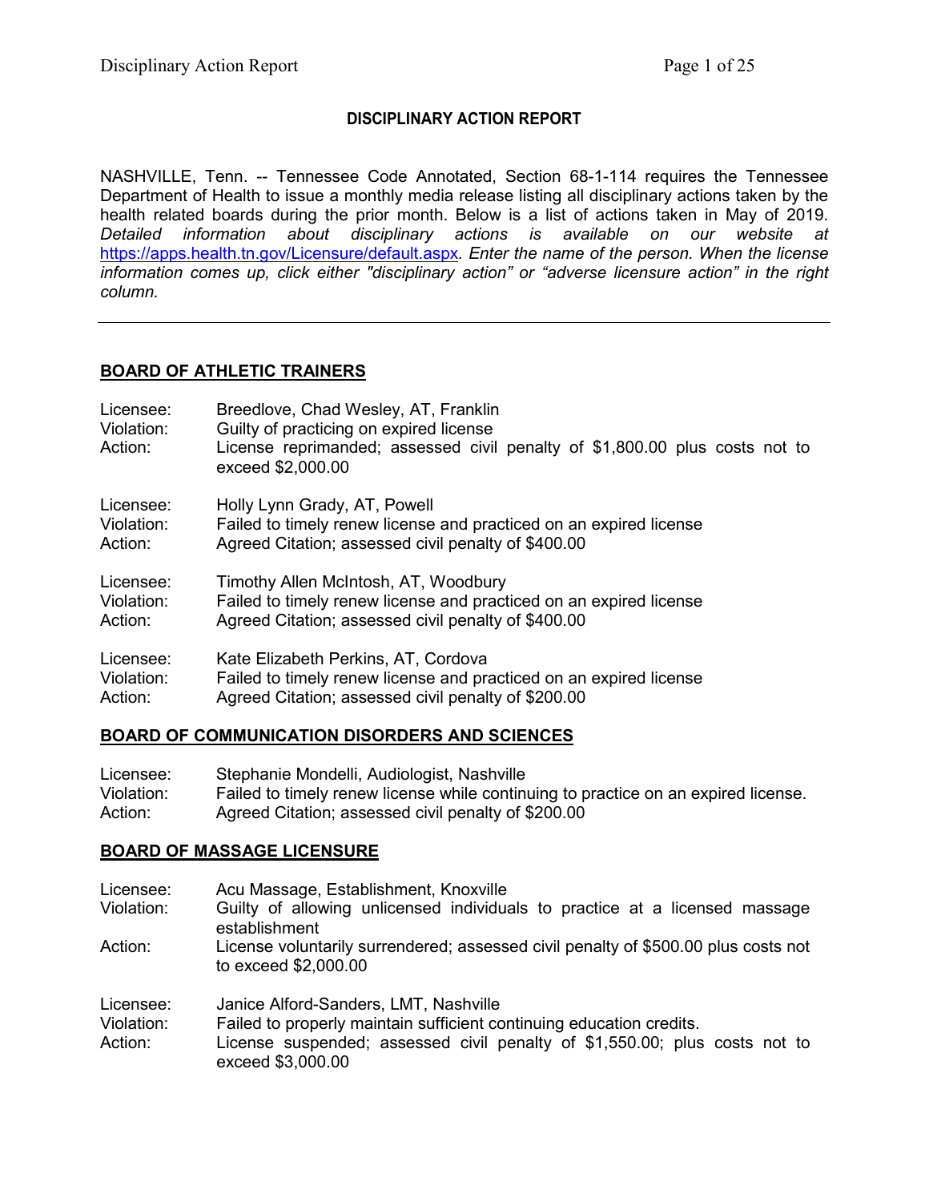# DISCIPLINARY ACTION REPORT

NASHVILLE, Tenn. -- Tennessee Code Annotated, Section 68-1-114 requires the Tennessee Department of Health to issue a monthly media release listing all disciplinary actions taken by the health related boards during the prior month. Below is a list of actions taken in May of 2019. *Detailed information about disciplinary actions is available on our website at* [https://apps.health.tn.gov/Licensure/default.aspx](https://apps.health.tn.gov/Licensure/default.aspx)*. Enter the name of the person. When the license information comes up, click either "disciplinary action" or "adverse licensure action" in the right column.*

---

## BOARD OF ATHLETIC TRAINERS

Licensee: Breedlove, Chad Wesley, AT, Franklin
Violation: Guilty of practicing on expired license
Action: License reprimanded; assessed civil penalty of $1,800.00 plus costs not to exceed $2,000.00

Licensee: Holly Lynn Grady, AT, Powell
Violation: Failed to timely renew license and practiced on an expired license
Action: Agreed Citation; assessed civil penalty of $400.00

Licensee: Timothy Allen McIntosh, AT, Woodbury
Violation: Failed to timely renew license and practiced on an expired license
Action: Agreed Citation; assessed civil penalty of $400.00

Licensee: Kate Elizabeth Perkins, AT, Cordova
Violation: Failed to timely renew license and practiced on an expired license
Action: Agreed Citation; assessed civil penalty of $200.00

## BOARD OF COMMUNICATION DISORDERS AND SCIENCES

Licensee: Stephanie Mondelli, Audiologist, Nashville
Violation: Failed to timely renew license while continuing to practice on an expired license.
Action: Agreed Citation; assessed civil penalty of $200.00

## BOARD OF MASSAGE LICENSURE

Licensee: Acu Massage, Establishment, Knoxville
Violation: Guilty of allowing unlicensed individuals to practice at a licensed massage establishment
Action: License voluntarily surrendered; assessed civil penalty of $500.00 plus costs not to exceed $2,000.00

Licensee: Janice Alford-Sanders, LMT, Nashville
Violation: Failed to properly maintain sufficient continuing education credits.
Action: License suspended; assessed civil penalty of $1,550.00; plus costs not to exceed $3,000.00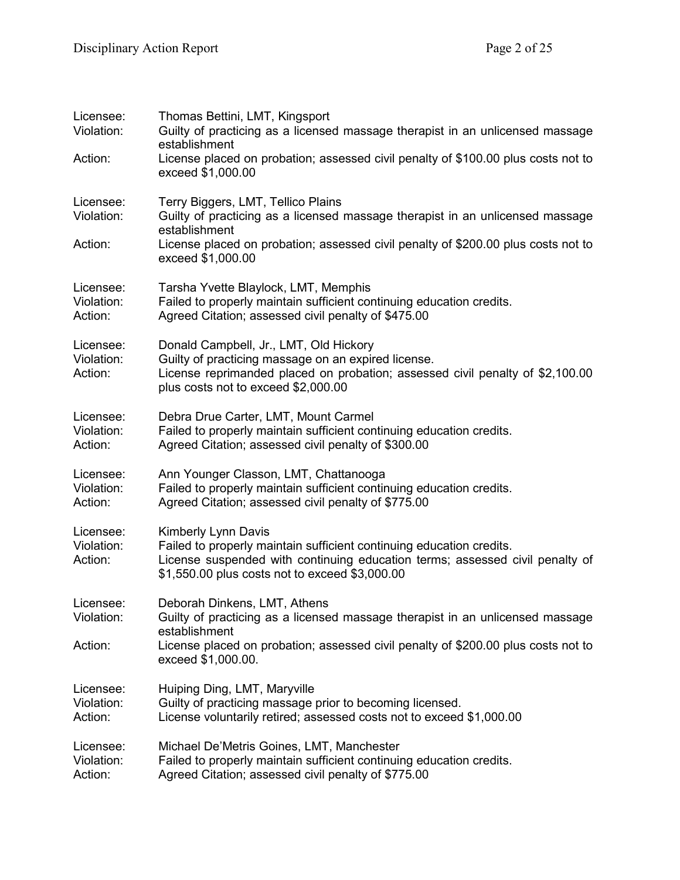Licensee: Thomas Bettini, LMT, Kingsport
Violation: Guilty of practicing as a licensed massage therapist in an unlicensed massage establishment
Action: License placed on probation; assessed civil penalty of $100.00 plus costs not to exceed $1,000.00

Licensee: Terry Biggers, LMT, Tellico Plains
Violation: Guilty of practicing as a licensed massage therapist in an unlicensed massage establishment
Action: License placed on probation; assessed civil penalty of $200.00 plus costs not to exceed $1,000.00

Licensee: Tarsha Yvette Blaylock, LMT, Memphis
Violation: Failed to properly maintain sufficient continuing education credits.
Action: Agreed Citation; assessed civil penalty of $475.00

Licensee: Donald Campbell, Jr., LMT, Old Hickory
Violation: Guilty of practicing massage on an expired license.
Action: License reprimanded placed on probation; assessed civil penalty of $2,100.00 plus costs not to exceed $2,000.00

Licensee: Debra Drue Carter, LMT, Mount Carmel
Violation: Failed to properly maintain sufficient continuing education credits.
Action: Agreed Citation; assessed civil penalty of $300.00

Licensee: Ann Younger Classon, LMT, Chattanooga
Violation: Failed to properly maintain sufficient continuing education credits.
Action: Agreed Citation; assessed civil penalty of $775.00

Licensee: Kimberly Lynn Davis
Violation: Failed to properly maintain sufficient continuing education credits.
Action: License suspended with continuing education terms; assessed civil penalty of $1,550.00 plus costs not to exceed $3,000.00

Licensee: Deborah Dinkens, LMT, Athens
Violation: Guilty of practicing as a licensed massage therapist in an unlicensed massage establishment
Action: License placed on probation; assessed civil penalty of $200.00 plus costs not to exceed $1,000.00.

Licensee: Huiping Ding, LMT, Maryville
Violation: Guilty of practicing massage prior to becoming licensed.
Action: License voluntarily retired; assessed costs not to exceed $1,000.00

Licensee: Michael De'Metris Goines, LMT, Manchester
Violation: Failed to properly maintain sufficient continuing education credits.
Action: Agreed Citation; assessed civil penalty of $775.00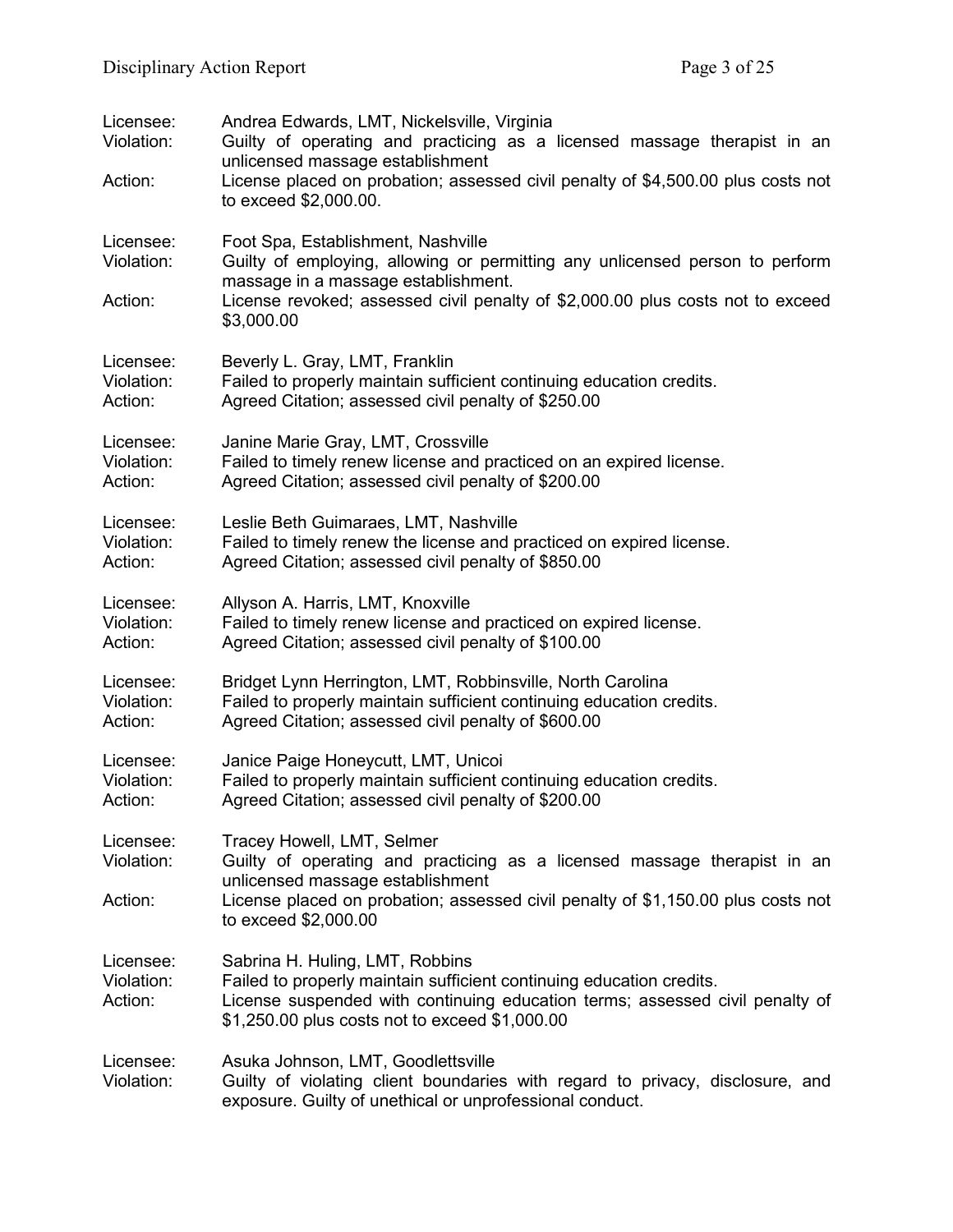Licensee: Andrea Edwards, LMT, Nickelsville, Virginia
Violation: Guilty of operating and practicing as a licensed massage therapist in an unlicensed massage establishment
Action: License placed on probation; assessed civil penalty of $4,500.00 plus costs not to exceed $2,000.00.

Licensee: Foot Spa, Establishment, Nashville
Violation: Guilty of employing, allowing or permitting any unlicensed person to perform massage in a massage establishment.
Action: License revoked; assessed civil penalty of $2,000.00 plus costs not to exceed $3,000.00

Licensee: Beverly L. Gray, LMT, Franklin
Violation: Failed to properly maintain sufficient continuing education credits.
Action: Agreed Citation; assessed civil penalty of $250.00

Licensee: Janine Marie Gray, LMT, Crossville
Violation: Failed to timely renew license and practiced on an expired license.
Action: Agreed Citation; assessed civil penalty of $200.00

Licensee: Leslie Beth Guimaraes, LMT, Nashville
Violation: Failed to timely renew the license and practiced on expired license.
Action: Agreed Citation; assessed civil penalty of $850.00

Licensee: Allyson A. Harris, LMT, Knoxville
Violation: Failed to timely renew license and practiced on expired license.
Action: Agreed Citation; assessed civil penalty of $100.00

Licensee: Bridget Lynn Herrington, LMT, Robbinsville, North Carolina
Violation: Failed to properly maintain sufficient continuing education credits.
Action: Agreed Citation; assessed civil penalty of $600.00

Licensee: Janice Paige Honeycutt, LMT, Unicoi
Violation: Failed to properly maintain sufficient continuing education credits.
Action: Agreed Citation; assessed civil penalty of $200.00

Licensee: Tracey Howell, LMT, Selmer
Violation: Guilty of operating and practicing as a licensed massage therapist in an unlicensed massage establishment
Action: License placed on probation; assessed civil penalty of $1,150.00 plus costs not to exceed $2,000.00

Licensee: Sabrina H. Huling, LMT, Robbins
Violation: Failed to properly maintain sufficient continuing education credits.
Action: License suspended with continuing education terms; assessed civil penalty of $1,250.00 plus costs not to exceed $1,000.00

Licensee: Asuka Johnson, LMT, Goodlettsville
Violation: Guilty of violating client boundaries with regard to privacy, disclosure, and exposure. Guilty of unethical or unprofessional conduct.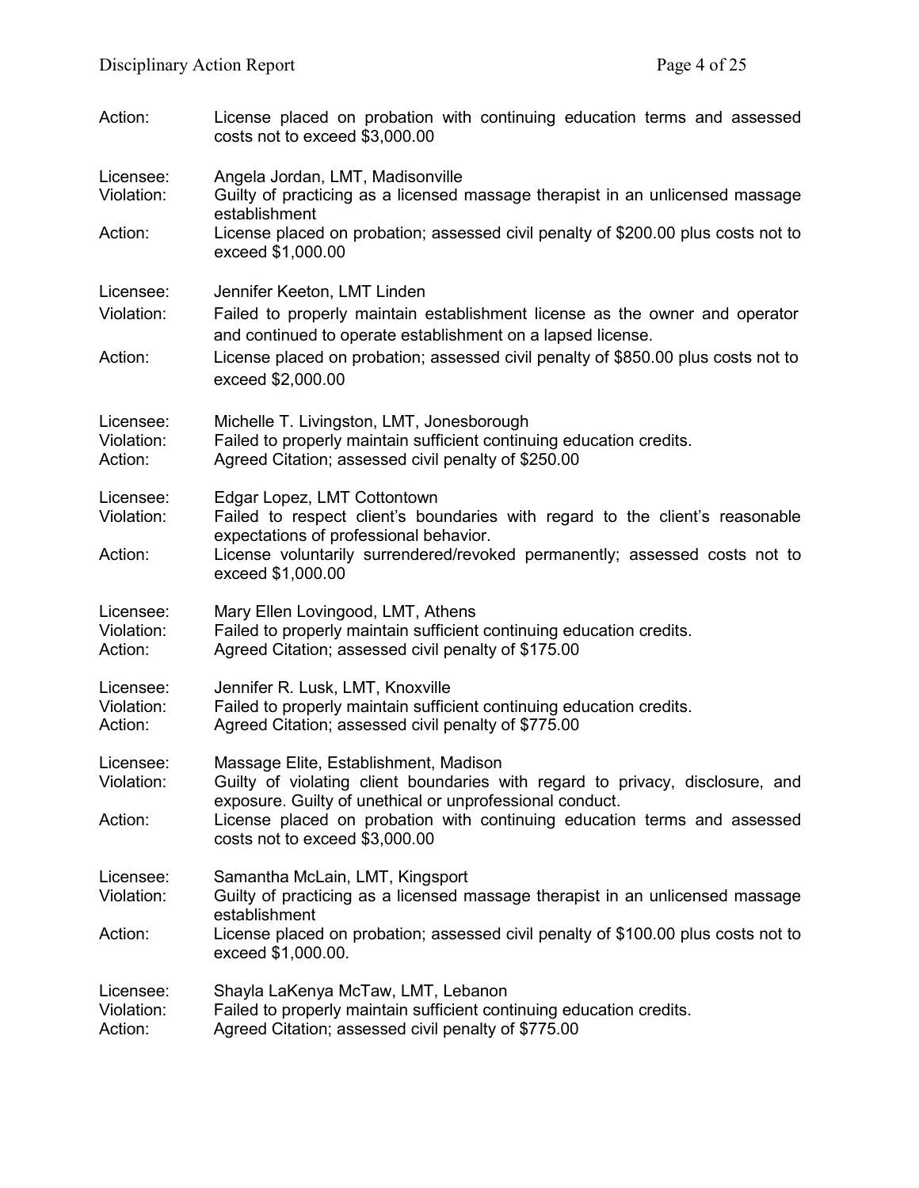Action: License placed on probation with continuing education terms and assessed costs not to exceed $3,000.00

Licensee: Angela Jordan, LMT, Madisonville
Violation: Guilty of practicing as a licensed massage therapist in an unlicensed massage establishment
Action: License placed on probation; assessed civil penalty of $200.00 plus costs not to exceed $1,000.00

Licensee: Jennifer Keeton, LMT Linden
Violation: Failed to properly maintain establishment license as the owner and operator and continued to operate establishment on a lapsed license.
Action: License placed on probation; assessed civil penalty of $850.00 plus costs not to exceed $2,000.00

Licensee: Michelle T. Livingston, LMT, Jonesborough
Violation: Failed to properly maintain sufficient continuing education credits.
Action: Agreed Citation; assessed civil penalty of $250.00

Licensee: Edgar Lopez, LMT Cottontown
Violation: Failed to respect client's boundaries with regard to the client's reasonable expectations of professional behavior.
Action: License voluntarily surrendered/revoked permanently; assessed costs not to exceed $1,000.00

Licensee: Mary Ellen Lovingood, LMT, Athens
Violation: Failed to properly maintain sufficient continuing education credits.
Action: Agreed Citation; assessed civil penalty of $175.00

Licensee: Jennifer R. Lusk, LMT, Knoxville
Violation: Failed to properly maintain sufficient continuing education credits.
Action: Agreed Citation; assessed civil penalty of $775.00

Licensee: Massage Elite, Establishment, Madison
Violation: Guilty of violating client boundaries with regard to privacy, disclosure, and exposure. Guilty of unethical or unprofessional conduct.
Action: License placed on probation with continuing education terms and assessed costs not to exceed $3,000.00

Licensee: Samantha McLain, LMT, Kingsport
Violation: Guilty of practicing as a licensed massage therapist in an unlicensed massage establishment
Action: License placed on probation; assessed civil penalty of $100.00 plus costs not to exceed $1,000.00.

Licensee: Shayla LaKenya McTaw, LMT, Lebanon
Violation: Failed to properly maintain sufficient continuing education credits.
Action: Agreed Citation; assessed civil penalty of $775.00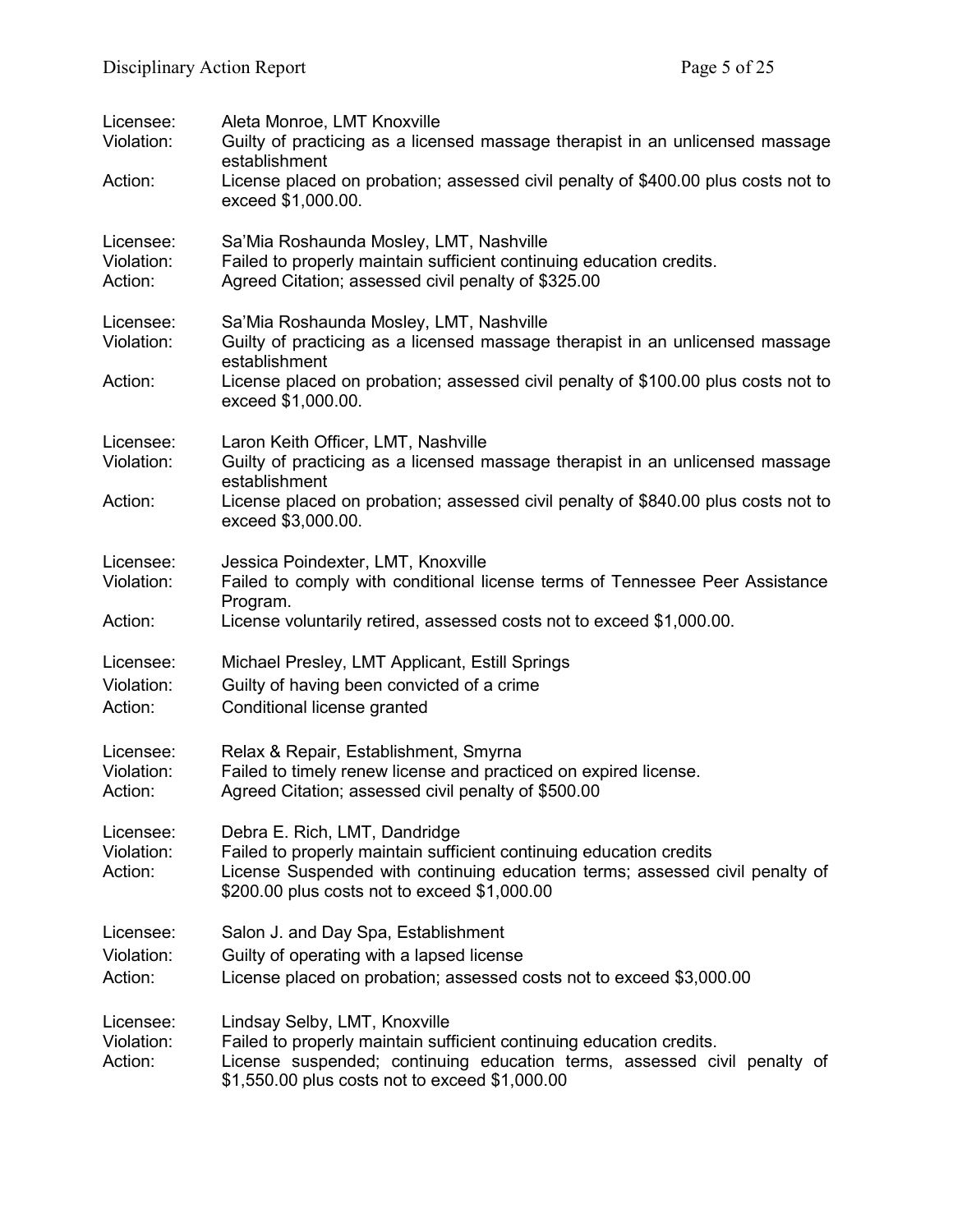Licensee: Aleta Monroe, LMT Knoxville
Violation: Guilty of practicing as a licensed massage therapist in an unlicensed massage establishment
Action: License placed on probation; assessed civil penalty of $400.00 plus costs not to exceed $1,000.00.

Licensee: Sa'Mia Roshaunda Mosley, LMT, Nashville
Violation: Failed to properly maintain sufficient continuing education credits.
Action: Agreed Citation; assessed civil penalty of $325.00

Licensee: Sa'Mia Roshaunda Mosley, LMT, Nashville
Violation: Guilty of practicing as a licensed massage therapist in an unlicensed massage establishment
Action: License placed on probation; assessed civil penalty of $100.00 plus costs not to exceed $1,000.00.

Licensee: Laron Keith Officer, LMT, Nashville
Violation: Guilty of practicing as a licensed massage therapist in an unlicensed massage establishment
Action: License placed on probation; assessed civil penalty of $840.00 plus costs not to exceed $3,000.00.

Licensee: Jessica Poindexter, LMT, Knoxville
Violation: Failed to comply with conditional license terms of Tennessee Peer Assistance Program.
Action: License voluntarily retired, assessed costs not to exceed $1,000.00.

Licensee: Michael Presley, LMT Applicant, Estill Springs
Violation: Guilty of having been convicted of a crime
Action: Conditional license granted

Licensee: Relax & Repair, Establishment, Smyrna
Violation: Failed to timely renew license and practiced on expired license.
Action: Agreed Citation; assessed civil penalty of $500.00

Licensee: Debra E. Rich, LMT, Dandridge
Violation: Failed to properly maintain sufficient continuing education credits
Action: License Suspended with continuing education terms; assessed civil penalty of $200.00 plus costs not to exceed $1,000.00

Licensee: Salon J. and Day Spa, Establishment
Violation: Guilty of operating with a lapsed license
Action: License placed on probation; assessed costs not to exceed $3,000.00

Licensee: Lindsay Selby, LMT, Knoxville
Violation: Failed to properly maintain sufficient continuing education credits.
Action: License suspended; continuing education terms, assessed civil penalty of $1,550.00 plus costs not to exceed $1,000.00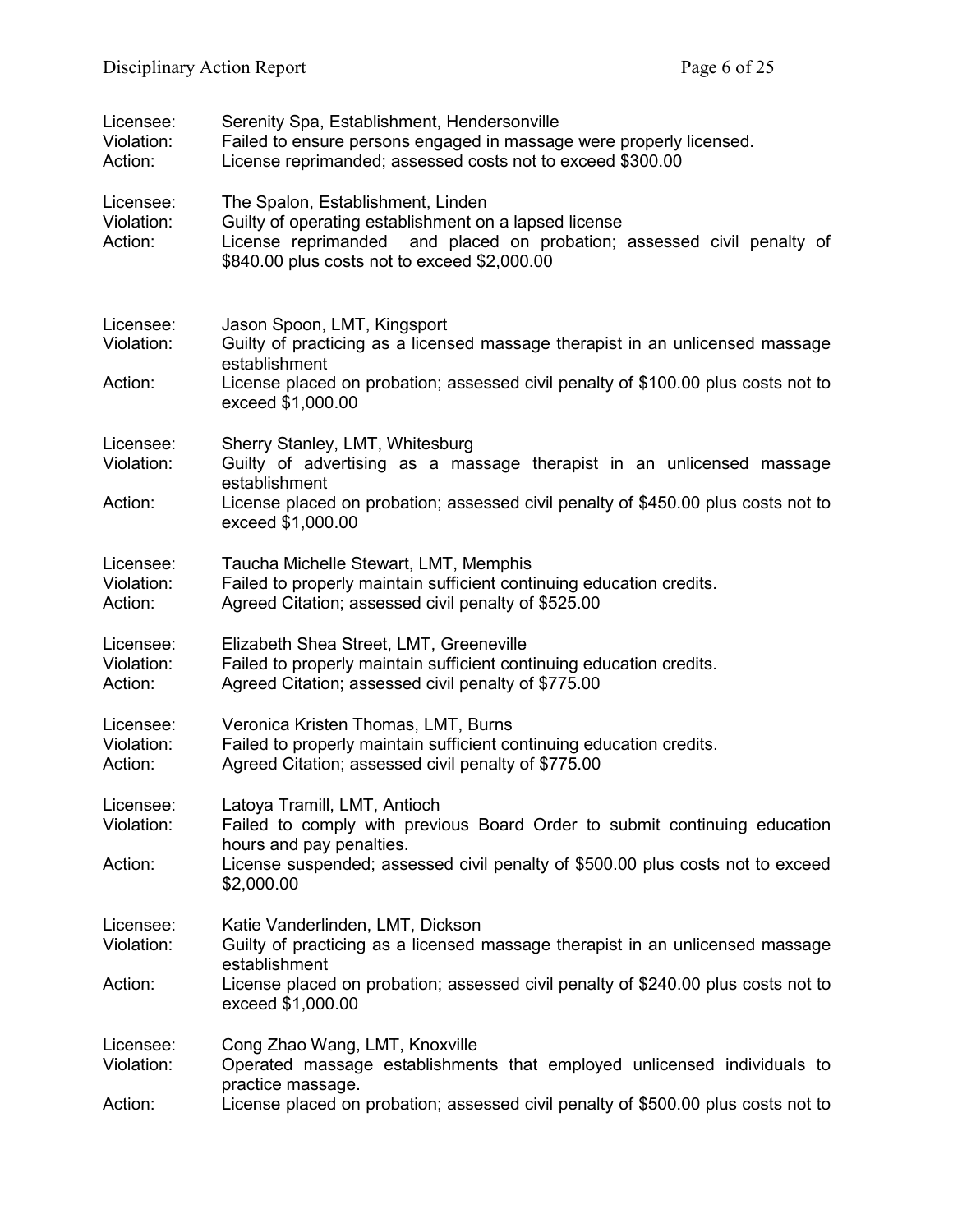Licensee: Serenity Spa, Establishment, Hendersonville
Violation: Failed to ensure persons engaged in massage were properly licensed.
Action: License reprimanded; assessed costs not to exceed $300.00

Licensee: The Spalon, Establishment, Linden
Violation: Guilty of operating establishment on a lapsed license
Action: License reprimanded and placed on probation; assessed civil penalty of $840.00 plus costs not to exceed $2,000.00

Licensee: Jason Spoon, LMT, Kingsport
Violation: Guilty of practicing as a licensed massage therapist in an unlicensed massage establishment
Action: License placed on probation; assessed civil penalty of $100.00 plus costs not to exceed $1,000.00

Licensee: Sherry Stanley, LMT, Whitesburg
Violation: Guilty of advertising as a massage therapist in an unlicensed massage establishment
Action: License placed on probation; assessed civil penalty of $450.00 plus costs not to exceed $1,000.00

Licensee: Taucha Michelle Stewart, LMT, Memphis
Violation: Failed to properly maintain sufficient continuing education credits.
Action: Agreed Citation; assessed civil penalty of $525.00

Licensee: Elizabeth Shea Street, LMT, Greeneville
Violation: Failed to properly maintain sufficient continuing education credits.
Action: Agreed Citation; assessed civil penalty of $775.00

Licensee: Veronica Kristen Thomas, LMT, Burns
Violation: Failed to properly maintain sufficient continuing education credits.
Action: Agreed Citation; assessed civil penalty of $775.00

Licensee: Latoya Tramill, LMT, Antioch
Violation: Failed to comply with previous Board Order to submit continuing education hours and pay penalties.
Action: License suspended; assessed civil penalty of $500.00 plus costs not to exceed $2,000.00

Licensee: Katie Vanderlinden, LMT, Dickson
Violation: Guilty of practicing as a licensed massage therapist in an unlicensed massage establishment
Action: License placed on probation; assessed civil penalty of $240.00 plus costs not to exceed $1,000.00

Licensee: Cong Zhao Wang, LMT, Knoxville
Violation: Operated massage establishments that employed unlicensed individuals to practice massage.
Action: License placed on probation; assessed civil penalty of $500.00 plus costs not to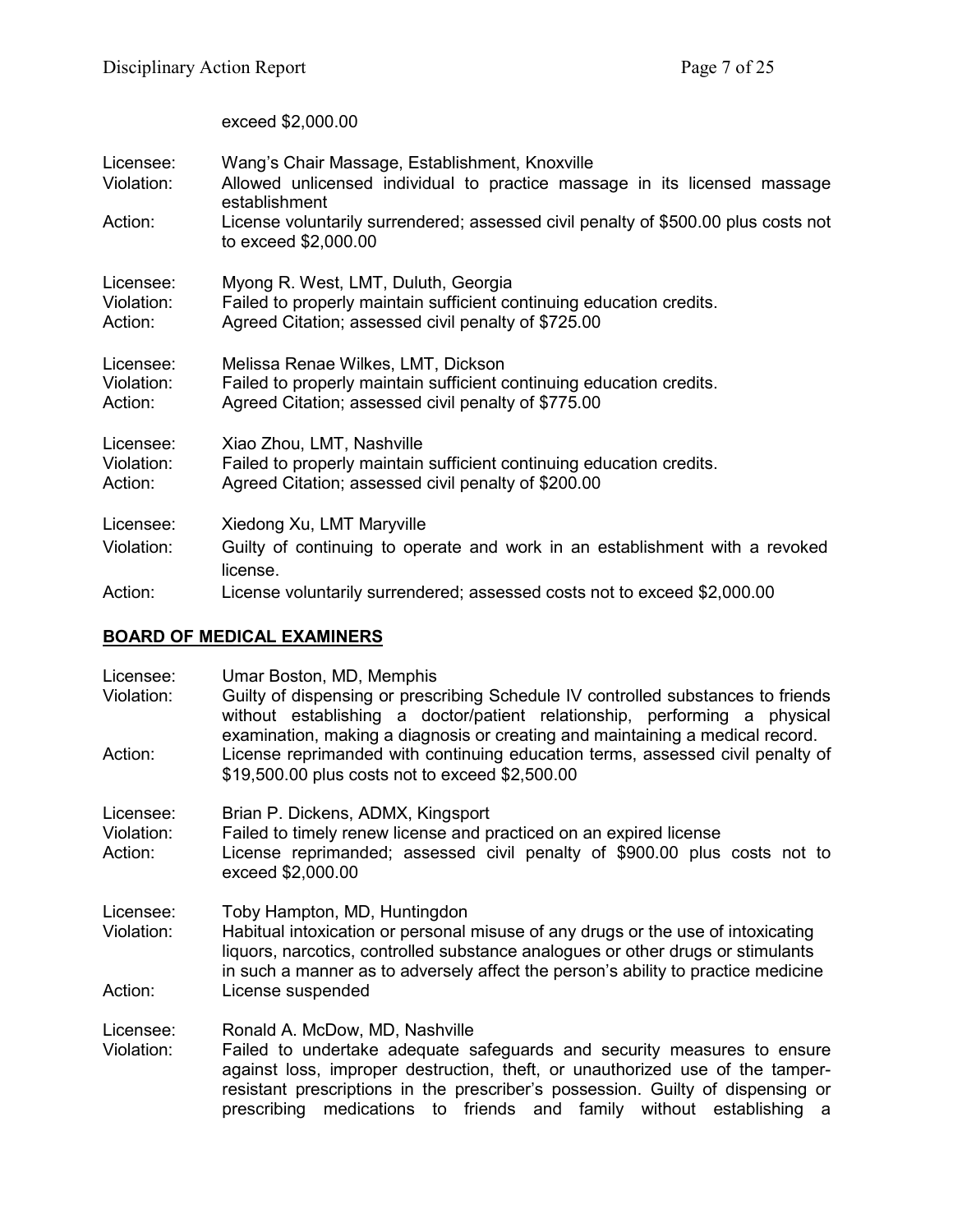exceed $2,000.00

Licensee: Wang's Chair Massage, Establishment, Knoxville
Violation: Allowed unlicensed individual to practice massage in its licensed massage establishment
Action: License voluntarily surrendered; assessed civil penalty of $500.00 plus costs not to exceed $2,000.00

Licensee: Myong R. West, LMT, Duluth, Georgia
Violation: Failed to properly maintain sufficient continuing education credits.
Action: Agreed Citation; assessed civil penalty of $725.00

Licensee: Melissa Renae Wilkes, LMT, Dickson
Violation: Failed to properly maintain sufficient continuing education credits.
Action: Agreed Citation; assessed civil penalty of $775.00

Licensee: Xiao Zhou, LMT, Nashville
Violation: Failed to properly maintain sufficient continuing education credits.
Action: Agreed Citation; assessed civil penalty of $200.00

Licensee: Xiedong Xu, LMT Maryville
Violation: Guilty of continuing to operate and work in an establishment with a revoked license.
Action: License voluntarily surrendered; assessed costs not to exceed $2,000.00

## BOARD OF MEDICAL EXAMINERS

Licensee: Umar Boston, MD, Memphis
Violation: Guilty of dispensing or prescribing Schedule IV controlled substances to friends without establishing a doctor/patient relationship, performing a physical examination, making a diagnosis or creating and maintaining a medical record.
Action: License reprimanded with continuing education terms, assessed civil penalty of $19,500.00 plus costs not to exceed $2,500.00

Licensee: Brian P. Dickens, ADMX, Kingsport
Violation: Failed to timely renew license and practiced on an expired license
Action: License reprimanded; assessed civil penalty of $900.00 plus costs not to exceed $2,000.00

Licensee: Toby Hampton, MD, Huntingdon
Violation: Habitual intoxication or personal misuse of any drugs or the use of intoxicating liquors, narcotics, controlled substance analogues or other drugs or stimulants in such a manner as to adversely affect the person's ability to practice medicine
Action: License suspended

Licensee: Ronald A. McDow, MD, Nashville
Violation: Failed to undertake adequate safeguards and security measures to ensure against loss, improper destruction, theft, or unauthorized use of the tamper-resistant prescriptions in the prescriber's possession. Guilty of dispensing or prescribing medications to friends and family without establishing a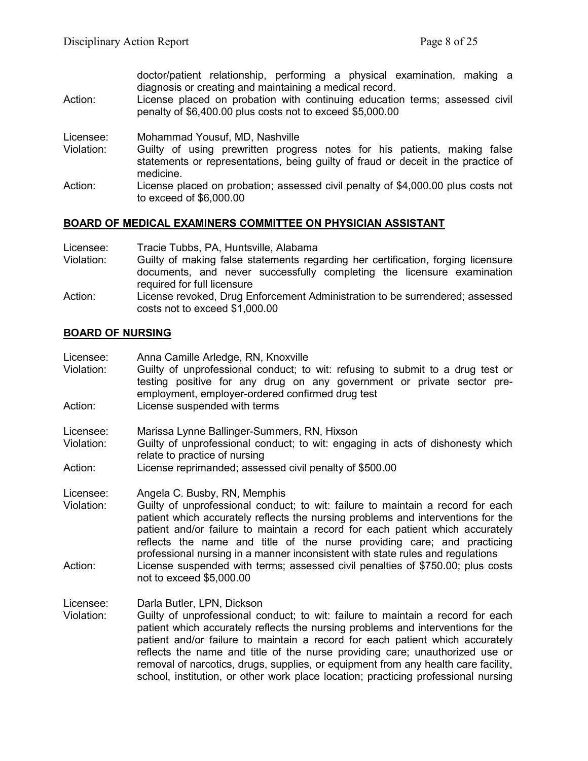doctor/patient relationship, performing a physical examination, making a diagnosis or creating and maintaining a medical record.

Action: License placed on probation with continuing education terms; assessed civil penalty of $6,400.00 plus costs not to exceed $5,000.00

Licensee: Mohammad Yousuf, MD, Nashville

Violation: Guilty of using prewritten progress notes for his patients, making false statements or representations, being guilty of fraud or deceit in the practice of medicine.

Action: License placed on probation; assessed civil penalty of $4,000.00 plus costs not to exceed of $6,000.00

## BOARD OF MEDICAL EXAMINERS COMMITTEE ON PHYSICIAN ASSISTANT

Licensee: Tracie Tubbs, PA, Huntsville, Alabama

Violation: Guilty of making false statements regarding her certification, forging licensure documents, and never successfully completing the licensure examination required for full licensure

Action: License revoked, Drug Enforcement Administration to be surrendered; assessed costs not to exceed $1,000.00

## BOARD OF NURSING

Licensee: Anna Camille Arledge, RN, Knoxville

Violation: Guilty of unprofessional conduct; to wit: refusing to submit to a drug test or testing positive for any drug on any government or private sector pre-employment, employer-ordered confirmed drug test

Action: License suspended with terms

Licensee: Marissa Lynne Ballinger-Summers, RN, Hixson

Violation: Guilty of unprofessional conduct; to wit: engaging in acts of dishonesty which relate to practice of nursing

Action: License reprimanded; assessed civil penalty of $500.00

Licensee: Angela C. Busby, RN, Memphis

Violation: Guilty of unprofessional conduct; to wit: failure to maintain a record for each patient which accurately reflects the nursing problems and interventions for the patient and/or failure to maintain a record for each patient which accurately reflects the name and title of the nurse providing care; and practicing professional nursing in a manner inconsistent with state rules and regulations

Action: License suspended with terms; assessed civil penalties of $750.00; plus costs not to exceed $5,000.00

Licensee: Darla Butler, LPN, Dickson

Violation: Guilty of unprofessional conduct; to wit: failure to maintain a record for each patient which accurately reflects the nursing problems and interventions for the patient and/or failure to maintain a record for each patient which accurately reflects the name and title of the nurse providing care; unauthorized use or removal of narcotics, drugs, supplies, or equipment from any health care facility, school, institution, or other work place location; practicing professional nursing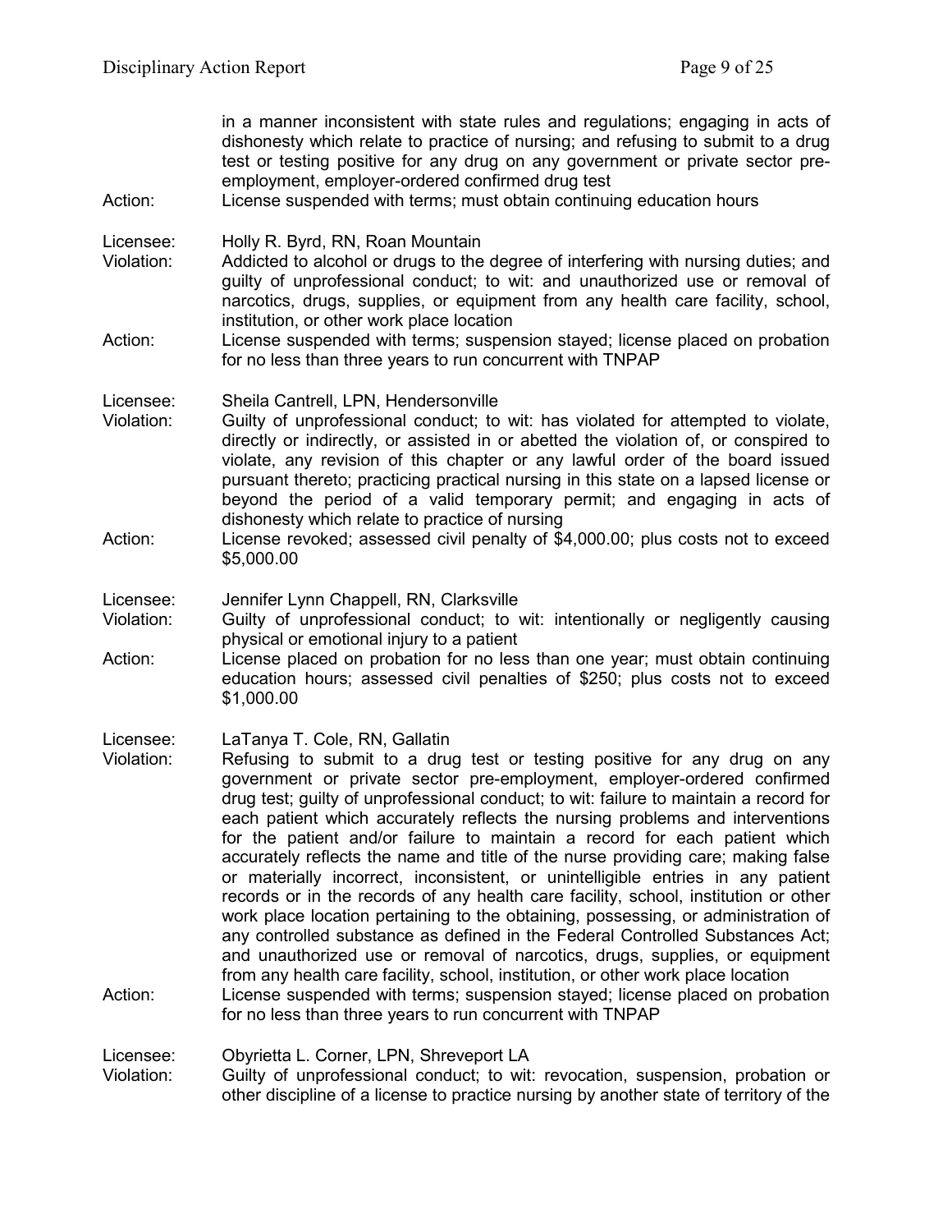in a manner inconsistent with state rules and regulations; engaging in acts of dishonesty which relate to practice of nursing; and refusing to submit to a drug test or testing positive for any drug on any government or private sector pre-employment, employer-ordered confirmed drug test

Action: License suspended with terms; must obtain continuing education hours

Licensee: Holly R. Byrd, RN, Roan Mountain

Violation: Addicted to alcohol or drugs to the degree of interfering with nursing duties; and guilty of unprofessional conduct; to wit: and unauthorized use or removal of narcotics, drugs, supplies, or equipment from any health care facility, school, institution, or other work place location

Action: License suspended with terms; suspension stayed; license placed on probation for no less than three years to run concurrent with TNPAP

Licensee: Sheila Cantrell, LPN, Hendersonville

Violation: Guilty of unprofessional conduct; to wit: has violated for attempted to violate, directly or indirectly, or assisted in or abetted the violation of, or conspired to violate, any revision of this chapter or any lawful order of the board issued pursuant thereto; practicing practical nursing in this state on a lapsed license or beyond the period of a valid temporary permit; and engaging in acts of dishonesty which relate to practice of nursing

Action: License revoked; assessed civil penalty of $4,000.00; plus costs not to exceed $5,000.00

Licensee: Jennifer Lynn Chappell, RN, Clarksville

Violation: Guilty of unprofessional conduct; to wit: intentionally or negligently causing physical or emotional injury to a patient

Action: License placed on probation for no less than one year; must obtain continuing education hours; assessed civil penalties of $250; plus costs not to exceed $1,000.00

Licensee: LaTanya T. Cole, RN, Gallatin

Violation: Refusing to submit to a drug test or testing positive for any drug on any government or private sector pre-employment, employer-ordered confirmed drug test; guilty of unprofessional conduct; to wit: failure to maintain a record for each patient which accurately reflects the nursing problems and interventions for the patient and/or failure to maintain a record for each patient which accurately reflects the name and title of the nurse providing care; making false or materially incorrect, inconsistent, or unintelligible entries in any patient records or in the records of any health care facility, school, institution or other work place location pertaining to the obtaining, possessing, or administration of any controlled substance as defined in the Federal Controlled Substances Act; and unauthorized use or removal of narcotics, drugs, supplies, or equipment from any health care facility, school, institution, or other work place location

Action: License suspended with terms; suspension stayed; license placed on probation for no less than three years to run concurrent with TNPAP

Licensee: Obyrietta L. Corner, LPN, Shreveport LA

Violation: Guilty of unprofessional conduct; to wit: revocation, suspension, probation or other discipline of a license to practice nursing by another state of territory of the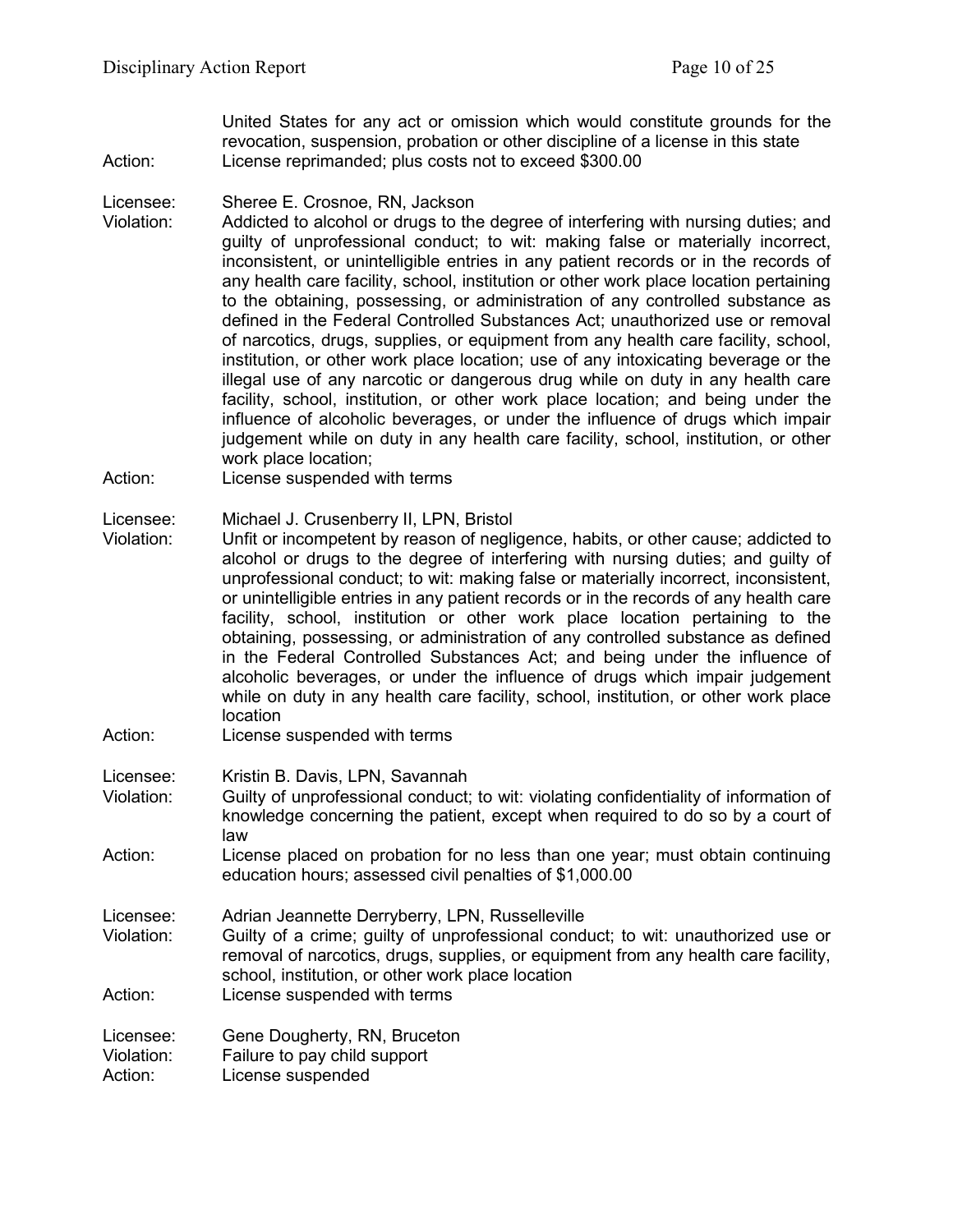United States for any act or omission which would constitute grounds for the revocation, suspension, probation or other discipline of a license in this state

Action: License reprimanded; plus costs not to exceed $300.00

Licensee: Sheree E. Crosnoe, RN, Jackson

Violation: Addicted to alcohol or drugs to the degree of interfering with nursing duties; and guilty of unprofessional conduct; to wit: making false or materially incorrect, inconsistent, or unintelligible entries in any patient records or in the records of any health care facility, school, institution or other work place location pertaining to the obtaining, possessing, or administration of any controlled substance as defined in the Federal Controlled Substances Act; unauthorized use or removal of narcotics, drugs, supplies, or equipment from any health care facility, school, institution, or other work place location; use of any intoxicating beverage or the illegal use of any narcotic or dangerous drug while on duty in any health care facility, school, institution, or other work place location; and being under the influence of alcoholic beverages, or under the influence of drugs which impair judgement while on duty in any health care facility, school, institution, or other work place location;

Action: License suspended with terms

Licensee: Michael J. Crusenberry II, LPN, Bristol

Violation: Unfit or incompetent by reason of negligence, habits, or other cause; addicted to alcohol or drugs to the degree of interfering with nursing duties; and guilty of unprofessional conduct; to wit: making false or materially incorrect, inconsistent, or unintelligible entries in any patient records or in the records of any health care facility, school, institution or other work place location pertaining to the obtaining, possessing, or administration of any controlled substance as defined in the Federal Controlled Substances Act; and being under the influence of alcoholic beverages, or under the influence of drugs which impair judgement while on duty in any health care facility, school, institution, or other work place location

Action: License suspended with terms

Licensee: Kristin B. Davis, LPN, Savannah

Violation: Guilty of unprofessional conduct; to wit: violating confidentiality of information of knowledge concerning the patient, except when required to do so by a court of law

Action: License placed on probation for no less than one year; must obtain continuing education hours; assessed civil penalties of $1,000.00

Licensee: Adrian Jeannette Derryberry, LPN, Russelleville

Violation: Guilty of a crime; guilty of unprofessional conduct; to wit: unauthorized use or removal of narcotics, drugs, supplies, or equipment from any health care facility, school, institution, or other work place location

Action: License suspended with terms

Licensee: Gene Dougherty, RN, Bruceton

Violation: Failure to pay child support

Action: License suspended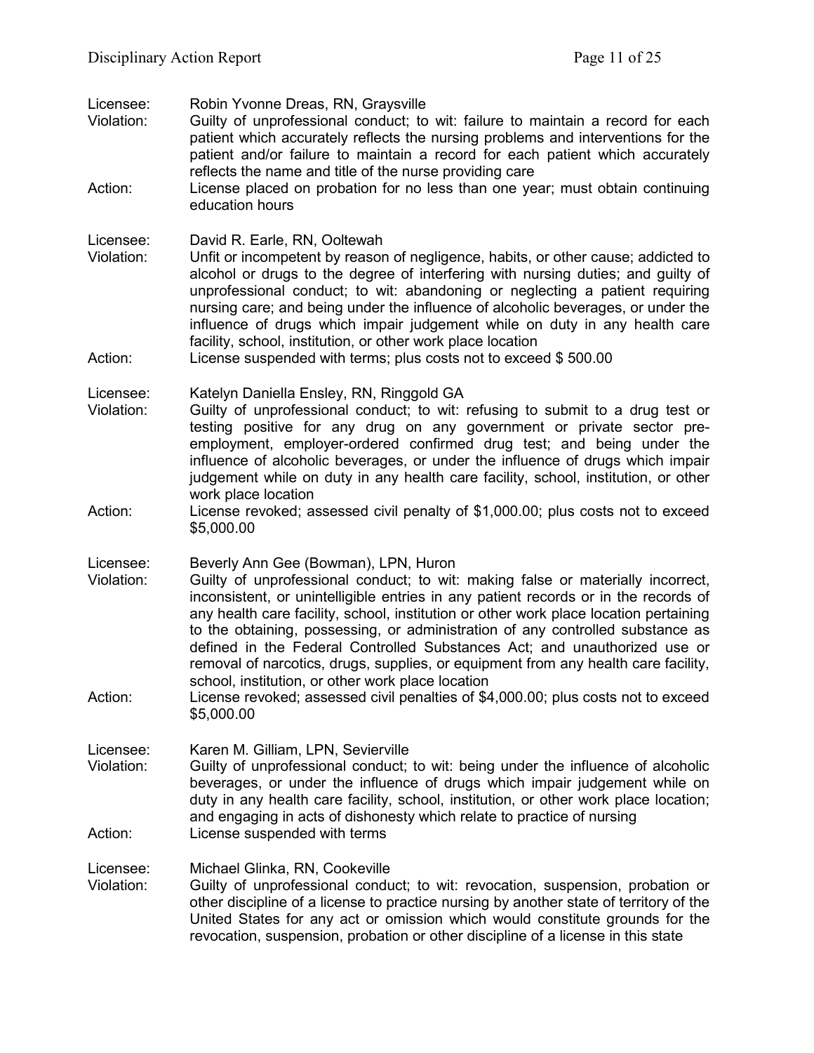Licensee: Robin Yvonne Dreas, RN, Graysville
Violation: Guilty of unprofessional conduct; to wit: failure to maintain a record for each patient which accurately reflects the nursing problems and interventions for the patient and/or failure to maintain a record for each patient which accurately reflects the name and title of the nurse providing care
Action: License placed on probation for no less than one year; must obtain continuing education hours

Licensee: David R. Earle, RN, Ooltewah
Violation: Unfit or incompetent by reason of negligence, habits, or other cause; addicted to alcohol or drugs to the degree of interfering with nursing duties; and guilty of unprofessional conduct; to wit: abandoning or neglecting a patient requiring nursing care; and being under the influence of alcoholic beverages, or under the influence of drugs which impair judgement while on duty in any health care facility, school, institution, or other work place location
Action: License suspended with terms; plus costs not to exceed $ 500.00

Licensee: Katelyn Daniella Ensley, RN, Ringgold GA
Violation: Guilty of unprofessional conduct; to wit: refusing to submit to a drug test or testing positive for any drug on any government or private sector pre-employment, employer-ordered confirmed drug test; and being under the influence of alcoholic beverages, or under the influence of drugs which impair judgement while on duty in any health care facility, school, institution, or other work place location
Action: License revoked; assessed civil penalty of $1,000.00; plus costs not to exceed $5,000.00

Licensee: Beverly Ann Gee (Bowman), LPN, Huron
Violation: Guilty of unprofessional conduct; to wit: making false or materially incorrect, inconsistent, or unintelligible entries in any patient records or in the records of any health care facility, school, institution or other work place location pertaining to the obtaining, possessing, or administration of any controlled substance as defined in the Federal Controlled Substances Act; and unauthorized use or removal of narcotics, drugs, supplies, or equipment from any health care facility, school, institution, or other work place location
Action: License revoked; assessed civil penalties of $4,000.00; plus costs not to exceed $5,000.00

Licensee: Karen M. Gilliam, LPN, Sevierville
Violation: Guilty of unprofessional conduct; to wit: being under the influence of alcoholic beverages, or under the influence of drugs which impair judgement while on duty in any health care facility, school, institution, or other work place location; and engaging in acts of dishonesty which relate to practice of nursing
Action: License suspended with terms

Licensee: Michael Glinka, RN, Cookeville
Violation: Guilty of unprofessional conduct; to wit: revocation, suspension, probation or other discipline of a license to practice nursing by another state of territory of the United States for any act or omission which would constitute grounds for the revocation, suspension, probation or other discipline of a license in this state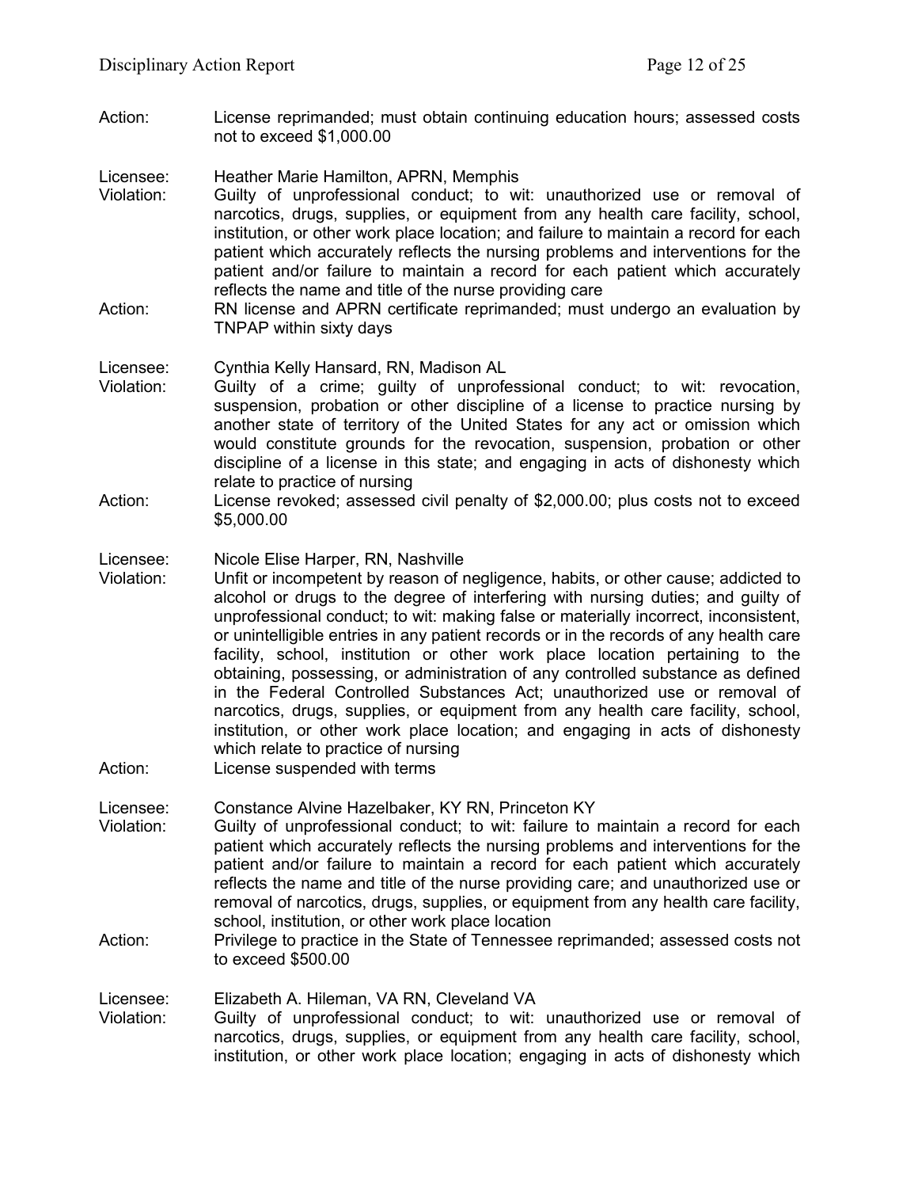Action: License reprimanded; must obtain continuing education hours; assessed costs not to exceed $1,000.00

Licensee: Heather Marie Hamilton, APRN, Memphis
Violation: Guilty of unprofessional conduct; to wit: unauthorized use or removal of narcotics, drugs, supplies, or equipment from any health care facility, school, institution, or other work place location; and failure to maintain a record for each patient which accurately reflects the nursing problems and interventions for the patient and/or failure to maintain a record for each patient which accurately reflects the name and title of the nurse providing care
Action: RN license and APRN certificate reprimanded; must undergo an evaluation by TNPAP within sixty days

Licensee: Cynthia Kelly Hansard, RN, Madison AL
Violation: Guilty of a crime; guilty of unprofessional conduct; to wit: revocation, suspension, probation or other discipline of a license to practice nursing by another state of territory of the United States for any act or omission which would constitute grounds for the revocation, suspension, probation or other discipline of a license in this state; and engaging in acts of dishonesty which relate to practice of nursing
Action: License revoked; assessed civil penalty of $2,000.00; plus costs not to exceed $5,000.00

Licensee: Nicole Elise Harper, RN, Nashville
Violation: Unfit or incompetent by reason of negligence, habits, or other cause; addicted to alcohol or drugs to the degree of interfering with nursing duties; and guilty of unprofessional conduct; to wit: making false or materially incorrect, inconsistent, or unintelligible entries in any patient records or in the records of any health care facility, school, institution or other work place location pertaining to the obtaining, possessing, or administration of any controlled substance as defined in the Federal Controlled Substances Act; unauthorized use or removal of narcotics, drugs, supplies, or equipment from any health care facility, school, institution, or other work place location; and engaging in acts of dishonesty which relate to practice of nursing
Action: License suspended with terms

Licensee: Constance Alvine Hazelbaker, KY RN, Princeton KY
Violation: Guilty of unprofessional conduct; to wit: failure to maintain a record for each patient which accurately reflects the nursing problems and interventions for the patient and/or failure to maintain a record for each patient which accurately reflects the name and title of the nurse providing care; and unauthorized use or removal of narcotics, drugs, supplies, or equipment from any health care facility, school, institution, or other work place location
Action: Privilege to practice in the State of Tennessee reprimanded; assessed costs not to exceed $500.00

Licensee: Elizabeth A. Hileman, VA RN, Cleveland VA
Violation: Guilty of unprofessional conduct; to wit: unauthorized use or removal of narcotics, drugs, supplies, or equipment from any health care facility, school, institution, or other work place location; engaging in acts of dishonesty which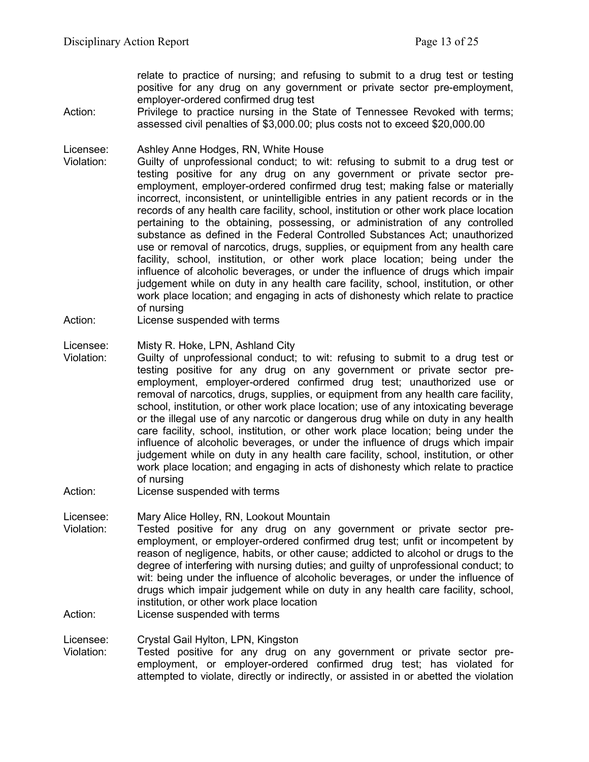relate to practice of nursing; and refusing to submit to a drug test or testing positive for any drug on any government or private sector pre-employment, employer-ordered confirmed drug test

Action: Privilege to practice nursing in the State of Tennessee Revoked with terms; assessed civil penalties of $3,000.00; plus costs not to exceed $20,000.00

Licensee: Ashley Anne Hodges, RN, White House

Violation: Guilty of unprofessional conduct; to wit: refusing to submit to a drug test or testing positive for any drug on any government or private sector pre-employment, employer-ordered confirmed drug test; making false or materially incorrect, inconsistent, or unintelligible entries in any patient records or in the records of any health care facility, school, institution or other work place location pertaining to the obtaining, possessing, or administration of any controlled substance as defined in the Federal Controlled Substances Act; unauthorized use or removal of narcotics, drugs, supplies, or equipment from any health care facility, school, institution, or other work place location; being under the influence of alcoholic beverages, or under the influence of drugs which impair judgement while on duty in any health care facility, school, institution, or other work place location; and engaging in acts of dishonesty which relate to practice of nursing

Action: License suspended with terms

Licensee: Misty R. Hoke, LPN, Ashland City

Violation: Guilty of unprofessional conduct; to wit: refusing to submit to a drug test or testing positive for any drug on any government or private sector pre-employment, employer-ordered confirmed drug test; unauthorized use or removal of narcotics, drugs, supplies, or equipment from any health care facility, school, institution, or other work place location; use of any intoxicating beverage or the illegal use of any narcotic or dangerous drug while on duty in any health care facility, school, institution, or other work place location; being under the influence of alcoholic beverages, or under the influence of drugs which impair judgement while on duty in any health care facility, school, institution, or other work place location; and engaging in acts of dishonesty which relate to practice of nursing

Action: License suspended with terms

Licensee: Mary Alice Holley, RN, Lookout Mountain

Violation: Tested positive for any drug on any government or private sector pre-employment, or employer-ordered confirmed drug test; unfit or incompetent by reason of negligence, habits, or other cause; addicted to alcohol or drugs to the degree of interfering with nursing duties; and guilty of unprofessional conduct; to wit: being under the influence of alcoholic beverages, or under the influence of drugs which impair judgement while on duty in any health care facility, school, institution, or other work place location

Action: License suspended with terms

Licensee: Crystal Gail Hylton, LPN, Kingston

Violation: Tested positive for any drug on any government or private sector pre-employment, or employer-ordered confirmed drug test; has violated for attempted to violate, directly or indirectly, or assisted in or abetted the violation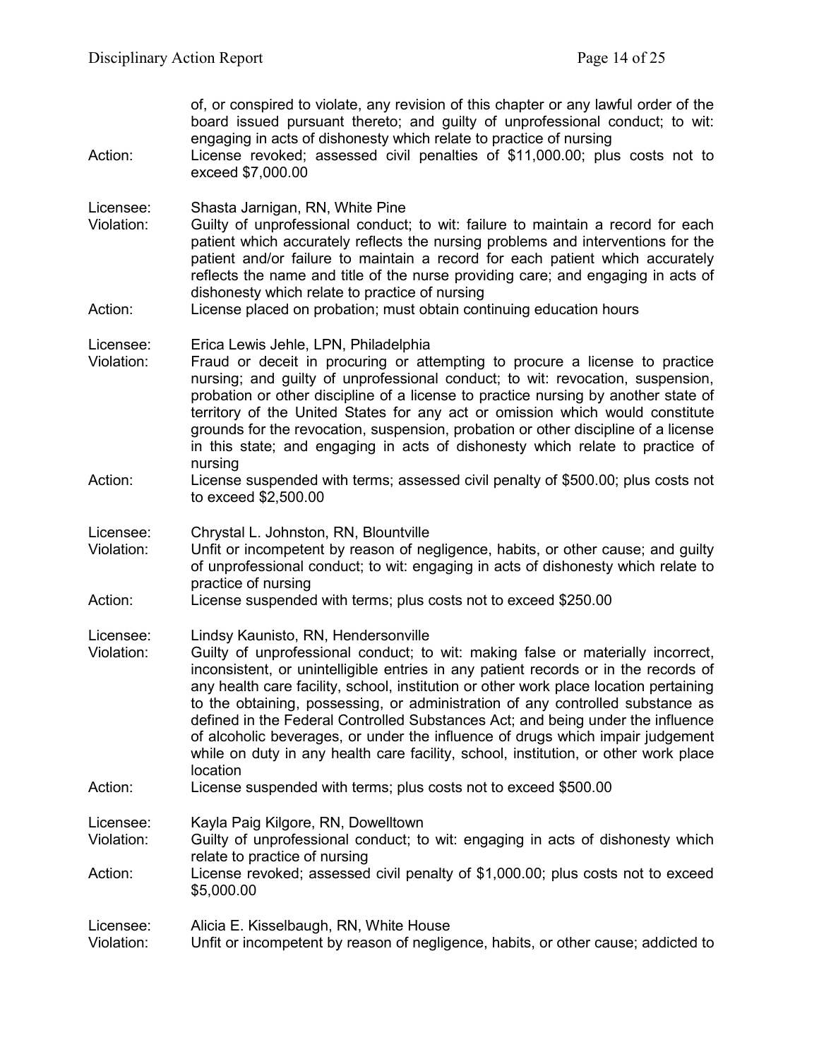of, or conspired to violate, any revision of this chapter or any lawful order of the board issued pursuant thereto; and guilty of unprofessional conduct; to wit: engaging in acts of dishonesty which relate to practice of nursing

Action: License revoked; assessed civil penalties of $11,000.00; plus costs not to exceed $7,000.00

Licensee: Shasta Jarnigan, RN, White Pine

Violation: Guilty of unprofessional conduct; to wit: failure to maintain a record for each patient which accurately reflects the nursing problems and interventions for the patient and/or failure to maintain a record for each patient which accurately reflects the name and title of the nurse providing care; and engaging in acts of dishonesty which relate to practice of nursing

Action: License placed on probation; must obtain continuing education hours

Licensee: Erica Lewis Jehle, LPN, Philadelphia

Violation: Fraud or deceit in procuring or attempting to procure a license to practice nursing; and guilty of unprofessional conduct; to wit: revocation, suspension, probation or other discipline of a license to practice nursing by another state of territory of the United States for any act or omission which would constitute grounds for the revocation, suspension, probation or other discipline of a license in this state; and engaging in acts of dishonesty which relate to practice of nursing

Action: License suspended with terms; assessed civil penalty of $500.00; plus costs not to exceed $2,500.00

Licensee: Chrystal L. Johnston, RN, Blountville

Violation: Unfit or incompetent by reason of negligence, habits, or other cause; and guilty of unprofessional conduct; to wit: engaging in acts of dishonesty which relate to practice of nursing

Action: License suspended with terms; plus costs not to exceed $250.00

Licensee: Lindsy Kaunisto, RN, Hendersonville

Violation: Guilty of unprofessional conduct; to wit: making false or materially incorrect, inconsistent, or unintelligible entries in any patient records or in the records of any health care facility, school, institution or other work place location pertaining to the obtaining, possessing, or administration of any controlled substance as defined in the Federal Controlled Substances Act; and being under the influence of alcoholic beverages, or under the influence of drugs which impair judgement while on duty in any health care facility, school, institution, or other work place location

Action: License suspended with terms; plus costs not to exceed $500.00

Licensee: Kayla Paig Kilgore, RN, Dowelltown

Violation: Guilty of unprofessional conduct; to wit: engaging in acts of dishonesty which relate to practice of nursing

Action: License revoked; assessed civil penalty of $1,000.00; plus costs not to exceed $5,000.00

Licensee: Alicia E. Kisselbaugh, RN, White House

Violation: Unfit or incompetent by reason of negligence, habits, or other cause; addicted to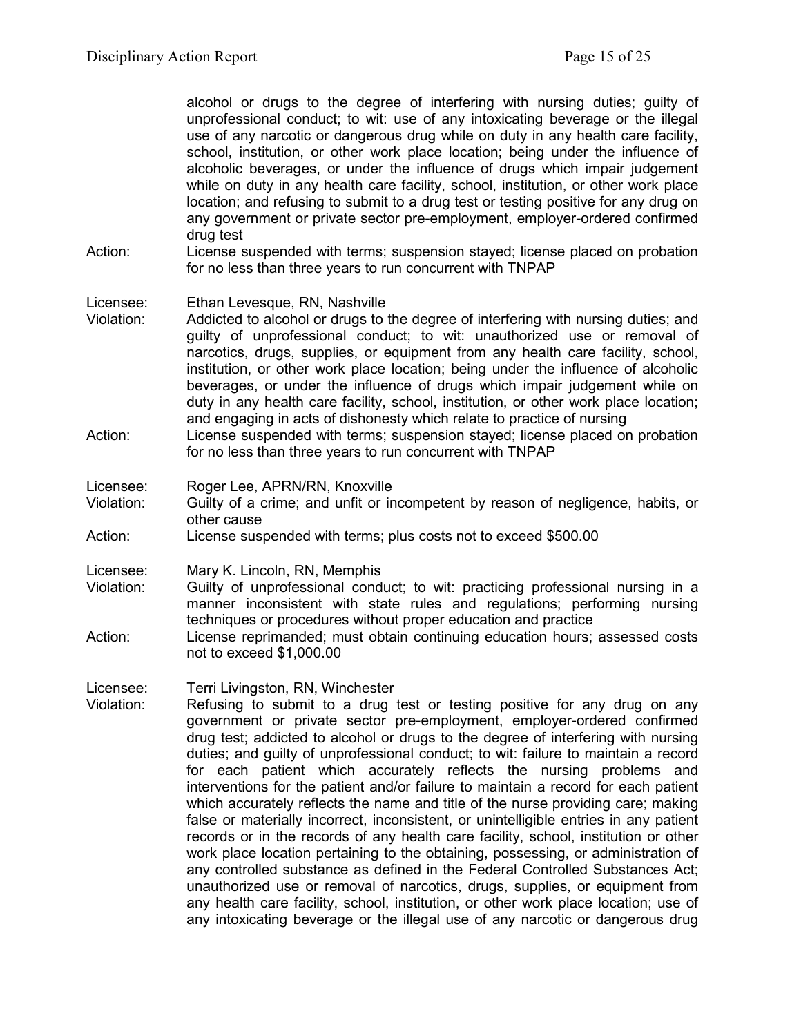alcohol or drugs to the degree of interfering with nursing duties; guilty of unprofessional conduct; to wit: use of any intoxicating beverage or the illegal use of any narcotic or dangerous drug while on duty in any health care facility, school, institution, or other work place location; being under the influence of alcoholic beverages, or under the influence of drugs which impair judgement while on duty in any health care facility, school, institution, or other work place location; and refusing to submit to a drug test or testing positive for any drug on any government or private sector pre-employment, employer-ordered confirmed drug test

Action: License suspended with terms; suspension stayed; license placed on probation for no less than three years to run concurrent with TNPAP

Licensee: Ethan Levesque, RN, Nashville

Violation: Addicted to alcohol or drugs to the degree of interfering with nursing duties; and guilty of unprofessional conduct; to wit: unauthorized use or removal of narcotics, drugs, supplies, or equipment from any health care facility, school, institution, or other work place location; being under the influence of alcoholic beverages, or under the influence of drugs which impair judgement while on duty in any health care facility, school, institution, or other work place location; and engaging in acts of dishonesty which relate to practice of nursing

Action: License suspended with terms; suspension stayed; license placed on probation for no less than three years to run concurrent with TNPAP

Licensee: Roger Lee, APRN/RN, Knoxville

Violation: Guilty of a crime; and unfit or incompetent by reason of negligence, habits, or other cause

Action: License suspended with terms; plus costs not to exceed $500.00

Licensee: Mary K. Lincoln, RN, Memphis

Violation: Guilty of unprofessional conduct; to wit: practicing professional nursing in a manner inconsistent with state rules and regulations; performing nursing techniques or procedures without proper education and practice

Action: License reprimanded; must obtain continuing education hours; assessed costs not to exceed $1,000.00

Licensee: Terri Livingston, RN, Winchester

Violation: Refusing to submit to a drug test or testing positive for any drug on any government or private sector pre-employment, employer-ordered confirmed drug test; addicted to alcohol or drugs to the degree of interfering with nursing duties; and guilty of unprofessional conduct; to wit: failure to maintain a record for each patient which accurately reflects the nursing problems and interventions for the patient and/or failure to maintain a record for each patient which accurately reflects the name and title of the nurse providing care; making false or materially incorrect, inconsistent, or unintelligible entries in any patient records or in the records of any health care facility, school, institution or other work place location pertaining to the obtaining, possessing, or administration of any controlled substance as defined in the Federal Controlled Substances Act; unauthorized use or removal of narcotics, drugs, supplies, or equipment from any health care facility, school, institution, or other work place location; use of any intoxicating beverage or the illegal use of any narcotic or dangerous drug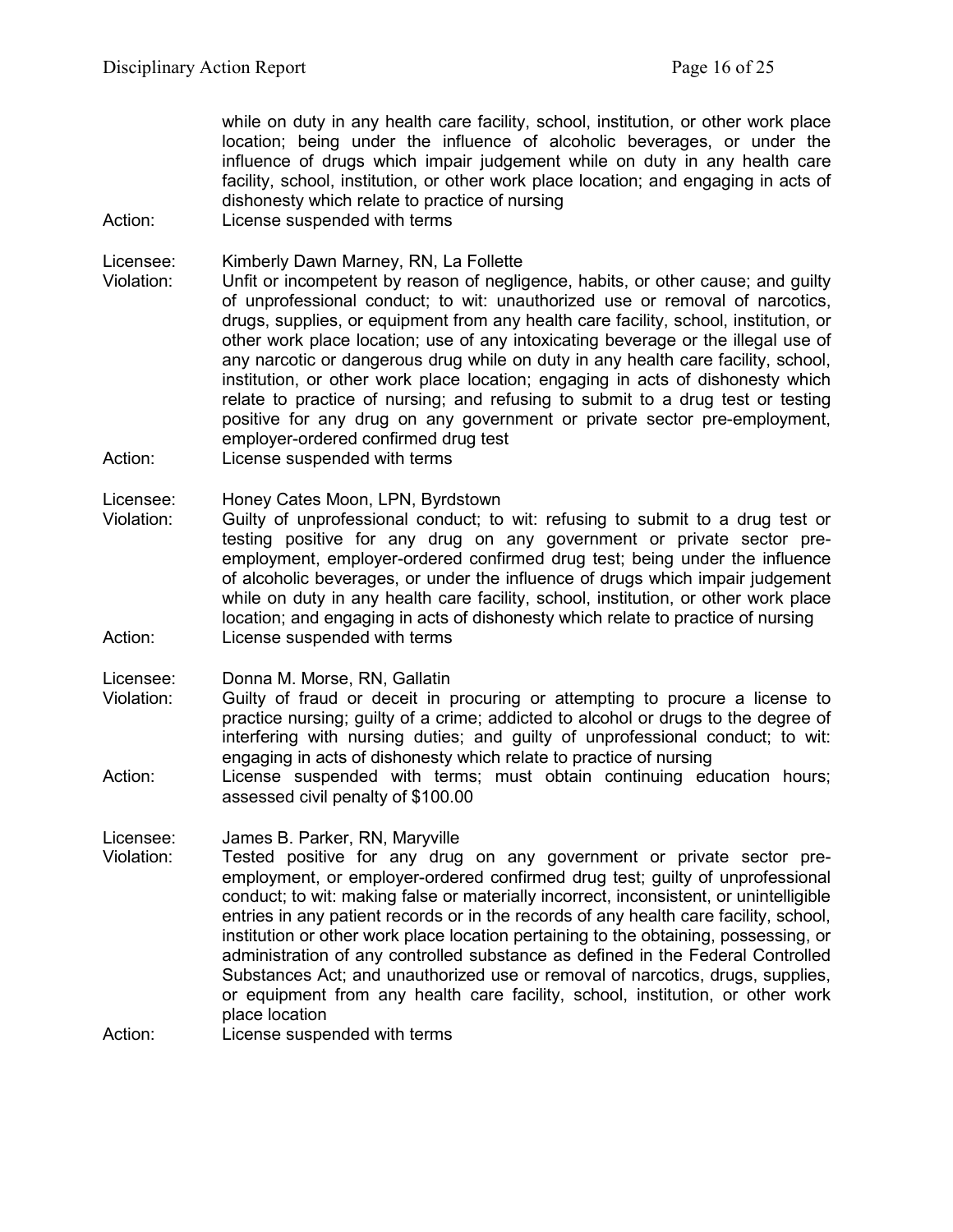while on duty in any health care facility, school, institution, or other work place location; being under the influence of alcoholic beverages, or under the influence of drugs which impair judgement while on duty in any health care facility, school, institution, or other work place location; and engaging in acts of dishonesty which relate to practice of nursing

Action: License suspended with terms

Licensee: Kimberly Dawn Marney, RN, La Follette

Violation: Unfit or incompetent by reason of negligence, habits, or other cause; and guilty of unprofessional conduct; to wit: unauthorized use or removal of narcotics, drugs, supplies, or equipment from any health care facility, school, institution, or other work place location; use of any intoxicating beverage or the illegal use of any narcotic or dangerous drug while on duty in any health care facility, school, institution, or other work place location; engaging in acts of dishonesty which relate to practice of nursing; and refusing to submit to a drug test or testing positive for any drug on any government or private sector pre-employment, employer-ordered confirmed drug test

Action: License suspended with terms

Licensee: Honey Cates Moon, LPN, Byrdstown

Violation: Guilty of unprofessional conduct; to wit: refusing to submit to a drug test or testing positive for any drug on any government or private sector pre-employment, employer-ordered confirmed drug test; being under the influence of alcoholic beverages, or under the influence of drugs which impair judgement while on duty in any health care facility, school, institution, or other work place location; and engaging in acts of dishonesty which relate to practice of nursing

Action: License suspended with terms

Licensee: Donna M. Morse, RN, Gallatin

Violation: Guilty of fraud or deceit in procuring or attempting to procure a license to practice nursing; guilty of a crime; addicted to alcohol or drugs to the degree of interfering with nursing duties; and guilty of unprofessional conduct; to wit: engaging in acts of dishonesty which relate to practice of nursing

Action: License suspended with terms; must obtain continuing education hours; assessed civil penalty of $100.00

Licensee: James B. Parker, RN, Maryville

Violation: Tested positive for any drug on any government or private sector pre-employment, or employer-ordered confirmed drug test; guilty of unprofessional conduct; to wit: making false or materially incorrect, inconsistent, or unintelligible entries in any patient records or in the records of any health care facility, school, institution or other work place location pertaining to the obtaining, possessing, or administration of any controlled substance as defined in the Federal Controlled Substances Act; and unauthorized use or removal of narcotics, drugs, supplies, or equipment from any health care facility, school, institution, or other work place location

Action: License suspended with terms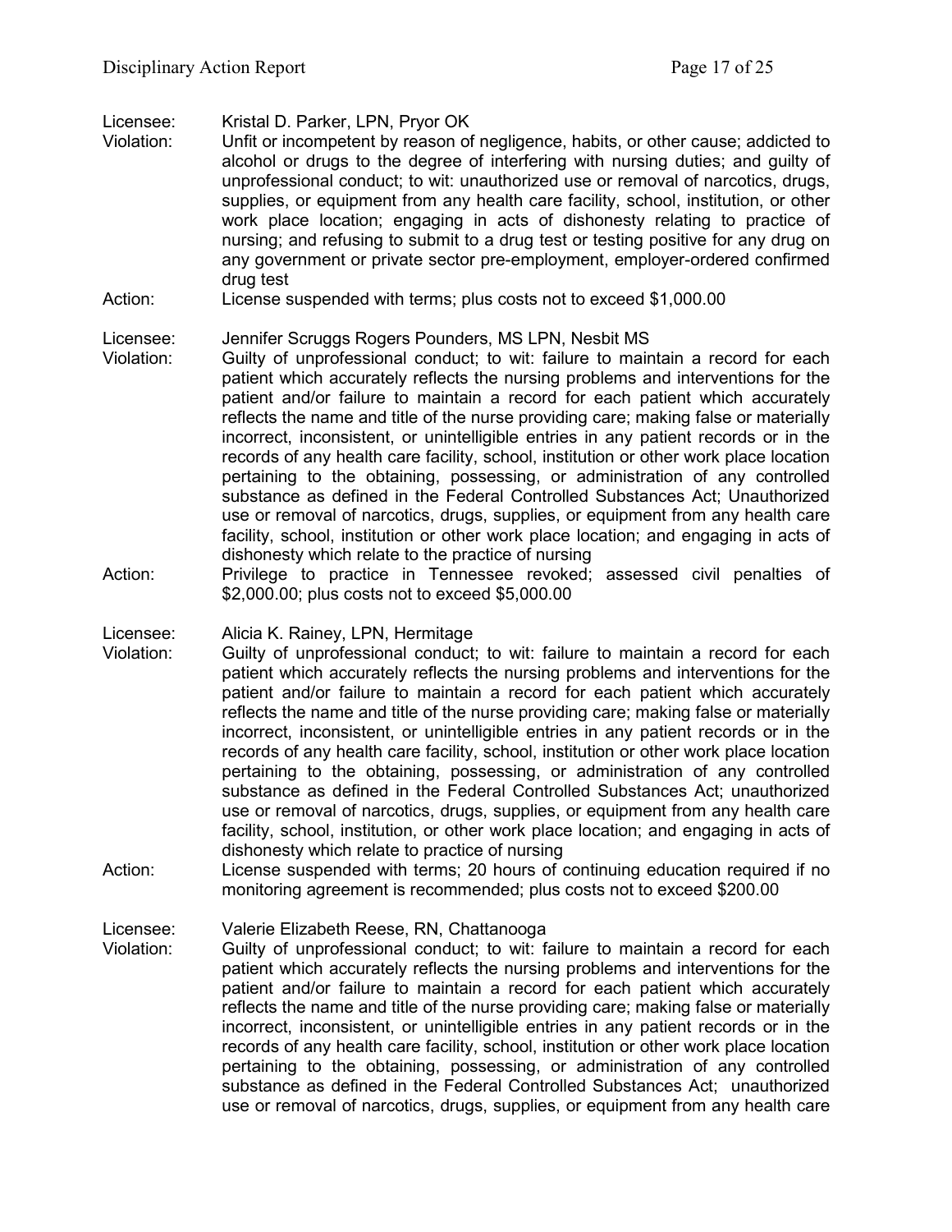Licensee: Kristal D. Parker, LPN, Pryor OK

Violation: Unfit or incompetent by reason of negligence, habits, or other cause; addicted to alcohol or drugs to the degree of interfering with nursing duties; and guilty of unprofessional conduct; to wit: unauthorized use or removal of narcotics, drugs, supplies, or equipment from any health care facility, school, institution, or other work place location; engaging in acts of dishonesty relating to practice of nursing; and refusing to submit to a drug test or testing positive for any drug on any government or private sector pre-employment, employer-ordered confirmed drug test

Action: License suspended with terms; plus costs not to exceed $1,000.00

Licensee: Jennifer Scruggs Rogers Pounders, MS LPN, Nesbit MS

Violation: Guilty of unprofessional conduct; to wit: failure to maintain a record for each patient which accurately reflects the nursing problems and interventions for the patient and/or failure to maintain a record for each patient which accurately reflects the name and title of the nurse providing care; making false or materially incorrect, inconsistent, or unintelligible entries in any patient records or in the records of any health care facility, school, institution or other work place location pertaining to the obtaining, possessing, or administration of any controlled substance as defined in the Federal Controlled Substances Act; Unauthorized use or removal of narcotics, drugs, supplies, or equipment from any health care facility, school, institution or other work place location; and engaging in acts of dishonesty which relate to the practice of nursing

Action: Privilege to practice in Tennessee revoked; assessed civil penalties of $2,000.00; plus costs not to exceed $5,000.00

Licensee: Alicia K. Rainey, LPN, Hermitage

Violation: Guilty of unprofessional conduct; to wit: failure to maintain a record for each patient which accurately reflects the nursing problems and interventions for the patient and/or failure to maintain a record for each patient which accurately reflects the name and title of the nurse providing care; making false or materially incorrect, inconsistent, or unintelligible entries in any patient records or in the records of any health care facility, school, institution or other work place location pertaining to the obtaining, possessing, or administration of any controlled substance as defined in the Federal Controlled Substances Act; unauthorized use or removal of narcotics, drugs, supplies, or equipment from any health care facility, school, institution, or other work place location; and engaging in acts of dishonesty which relate to practice of nursing

Action: License suspended with terms; 20 hours of continuing education required if no monitoring agreement is recommended; plus costs not to exceed $200.00

Licensee: Valerie Elizabeth Reese, RN, Chattanooga

Violation: Guilty of unprofessional conduct; to wit: failure to maintain a record for each patient which accurately reflects the nursing problems and interventions for the patient and/or failure to maintain a record for each patient which accurately reflects the name and title of the nurse providing care; making false or materially incorrect, inconsistent, or unintelligible entries in any patient records or in the records of any health care facility, school, institution or other work place location pertaining to the obtaining, possessing, or administration of any controlled substance as defined in the Federal Controlled Substances Act; unauthorized use or removal of narcotics, drugs, supplies, or equipment from any health care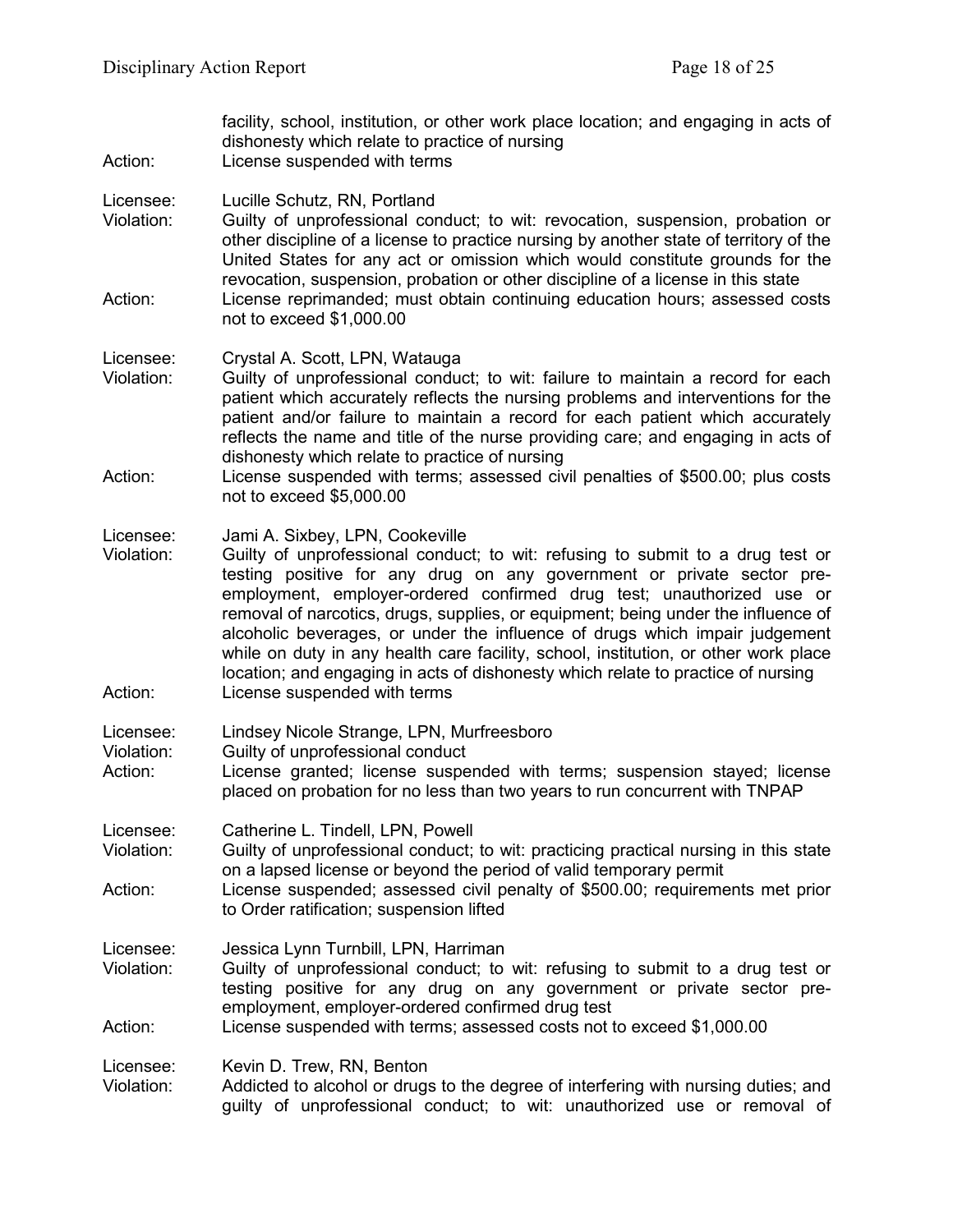facility, school, institution, or other work place location; and engaging in acts of dishonesty which relate to practice of nursing

Action: License suspended with terms

Licensee: Lucille Schutz, RN, Portland

Violation: Guilty of unprofessional conduct; to wit: revocation, suspension, probation or other discipline of a license to practice nursing by another state of territory of the United States for any act or omission which would constitute grounds for the revocation, suspension, probation or other discipline of a license in this state

Action: License reprimanded; must obtain continuing education hours; assessed costs not to exceed $1,000.00

Licensee: Crystal A. Scott, LPN, Watauga

Violation: Guilty of unprofessional conduct; to wit: failure to maintain a record for each patient which accurately reflects the nursing problems and interventions for the patient and/or failure to maintain a record for each patient which accurately reflects the name and title of the nurse providing care; and engaging in acts of dishonesty which relate to practice of nursing

Action: License suspended with terms; assessed civil penalties of $500.00; plus costs not to exceed $5,000.00

Licensee: Jami A. Sixbey, LPN, Cookeville

Violation: Guilty of unprofessional conduct; to wit: refusing to submit to a drug test or testing positive for any drug on any government or private sector pre-employment, employer-ordered confirmed drug test; unauthorized use or removal of narcotics, drugs, supplies, or equipment; being under the influence of alcoholic beverages, or under the influence of drugs which impair judgement while on duty in any health care facility, school, institution, or other work place location; and engaging in acts of dishonesty which relate to practice of nursing

Action: License suspended with terms

Licensee: Lindsey Nicole Strange, LPN, Murfreesboro

Violation: Guilty of unprofessional conduct

Action: License granted; license suspended with terms; suspension stayed; license placed on probation for no less than two years to run concurrent with TNPAP

Licensee: Catherine L. Tindell, LPN, Powell

Violation: Guilty of unprofessional conduct; to wit: practicing practical nursing in this state on a lapsed license or beyond the period of valid temporary permit

Action: License suspended; assessed civil penalty of $500.00; requirements met prior to Order ratification; suspension lifted

Licensee: Jessica Lynn Turnbill, LPN, Harriman

Violation: Guilty of unprofessional conduct; to wit: refusing to submit to a drug test or testing positive for any drug on any government or private sector pre-employment, employer-ordered confirmed drug test

Action: License suspended with terms; assessed costs not to exceed $1,000.00

Licensee: Kevin D. Trew, RN, Benton

Violation: Addicted to alcohol or drugs to the degree of interfering with nursing duties; and guilty of unprofessional conduct; to wit: unauthorized use or removal of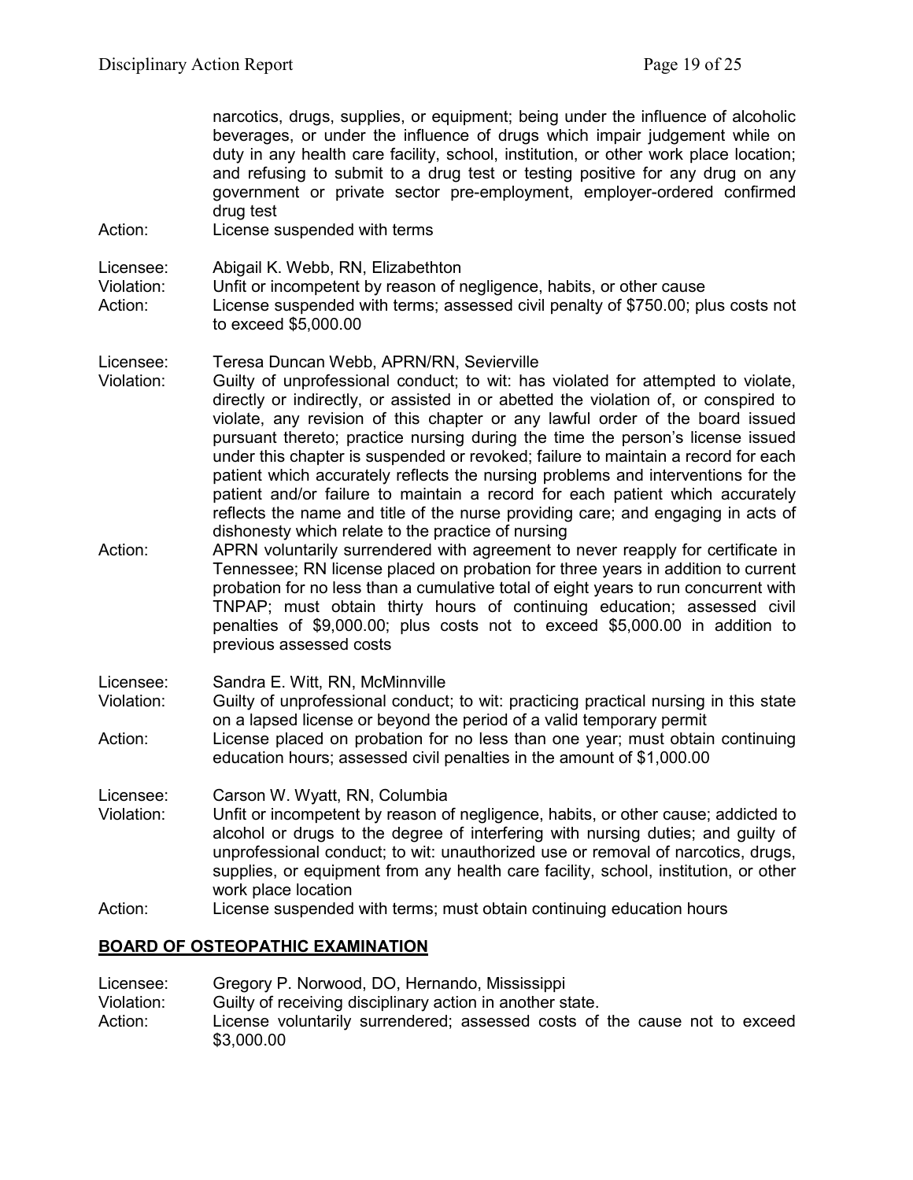narcotics, drugs, supplies, or equipment; being under the influence of alcoholic beverages, or under the influence of drugs which impair judgement while on duty in any health care facility, school, institution, or other work place location; and refusing to submit to a drug test or testing positive for any drug on any government or private sector pre-employment, employer-ordered confirmed drug test

Action: License suspended with terms

Licensee: Abigail K. Webb, RN, Elizabethton
Violation: Unfit or incompetent by reason of negligence, habits, or other cause
Action: License suspended with terms; assessed civil penalty of $750.00; plus costs not to exceed $5,000.00

Licensee: Teresa Duncan Webb, APRN/RN, Sevierville
Violation: Guilty of unprofessional conduct; to wit: has violated for attempted to violate, directly or indirectly, or assisted in or abetted the violation of, or conspired to violate, any revision of this chapter or any lawful order of the board issued pursuant thereto; practice nursing during the time the person's license issued under this chapter is suspended or revoked; failure to maintain a record for each patient which accurately reflects the nursing problems and interventions for the patient and/or failure to maintain a record for each patient which accurately reflects the name and title of the nurse providing care; and engaging in acts of dishonesty which relate to the practice of nursing
Action: APRN voluntarily surrendered with agreement to never reapply for certificate in Tennessee; RN license placed on probation for three years in addition to current probation for no less than a cumulative total of eight years to run concurrent with TNPAP; must obtain thirty hours of continuing education; assessed civil penalties of $9,000.00; plus costs not to exceed $5,000.00 in addition to previous assessed costs

Licensee: Sandra E. Witt, RN, McMinnville
Violation: Guilty of unprofessional conduct; to wit: practicing practical nursing in this state on a lapsed license or beyond the period of a valid temporary permit
Action: License placed on probation for no less than one year; must obtain continuing education hours; assessed civil penalties in the amount of $1,000.00

Licensee: Carson W. Wyatt, RN, Columbia
Violation: Unfit or incompetent by reason of negligence, habits, or other cause; addicted to alcohol or drugs to the degree of interfering with nursing duties; and guilty of unprofessional conduct; to wit: unauthorized use or removal of narcotics, drugs, supplies, or equipment from any health care facility, school, institution, or other work place location
Action: License suspended with terms; must obtain continuing education hours

## BOARD OF OSTEOPATHIC EXAMINATION

Licensee: Gregory P. Norwood, DO, Hernando, Mississippi
Violation: Guilty of receiving disciplinary action in another state.
Action: License voluntarily surrendered; assessed costs of the cause not to exceed $3,000.00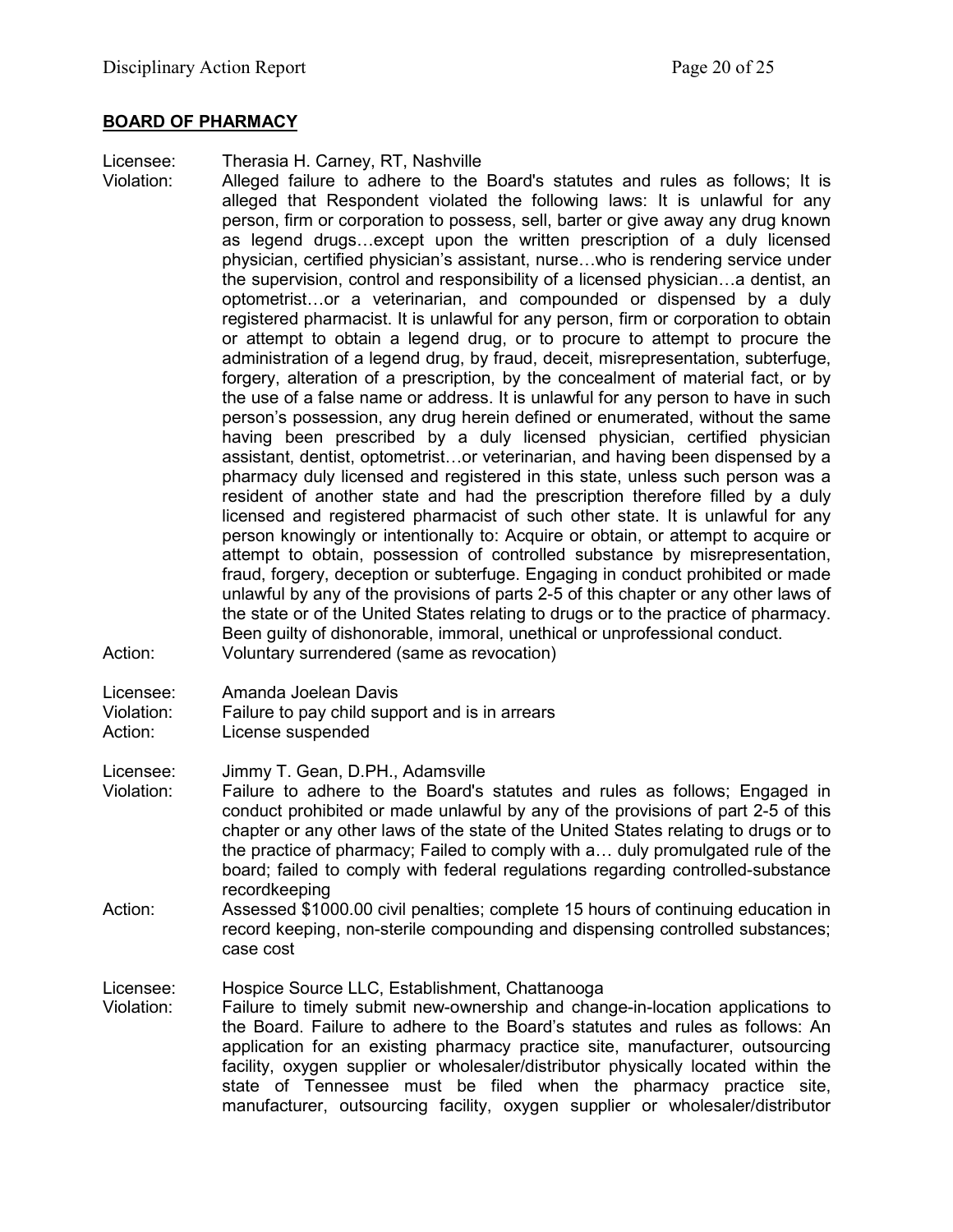## BOARD OF PHARMACY

Licensee: Therasia H. Carney, RT, Nashville

Violation: Alleged failure to adhere to the Board's statutes and rules as follows; It is alleged that Respondent violated the following laws: It is unlawful for any person, firm or corporation to possess, sell, barter or give away any drug known as legend drugs…except upon the written prescription of a duly licensed physician, certified physician's assistant, nurse…who is rendering service under the supervision, control and responsibility of a licensed physician…a dentist, an optometrist…or a veterinarian, and compounded or dispensed by a duly registered pharmacist. It is unlawful for any person, firm or corporation to obtain or attempt to obtain a legend drug, or to procure to attempt to procure the administration of a legend drug, by fraud, deceit, misrepresentation, subterfuge, forgery, alteration of a prescription, by the concealment of material fact, or by the use of a false name or address. It is unlawful for any person to have in such person's possession, any drug herein defined or enumerated, without the same having been prescribed by a duly licensed physician, certified physician assistant, dentist, optometrist…or veterinarian, and having been dispensed by a pharmacy duly licensed and registered in this state, unless such person was a resident of another state and had the prescription therefore filled by a duly licensed and registered pharmacist of such other state. It is unlawful for any person knowingly or intentionally to: Acquire or obtain, or attempt to acquire or attempt to obtain, possession of controlled substance by misrepresentation, fraud, forgery, deception or subterfuge. Engaging in conduct prohibited or made unlawful by any of the provisions of parts 2-5 of this chapter or any other laws of the state or of the United States relating to drugs or to the practice of pharmacy. Been guilty of dishonorable, immoral, unethical or unprofessional conduct.

Action: Voluntary surrendered (same as revocation)

Licensee: Amanda Joelean Davis

Violation: Failure to pay child support and is in arrears

Action: License suspended

Licensee: Jimmy T. Gean, D.PH., Adamsville

Violation: Failure to adhere to the Board's statutes and rules as follows; Engaged in conduct prohibited or made unlawful by any of the provisions of part 2-5 of this chapter or any other laws of the state United States relating to drugs or to the practice of pharmacy; Failed to comply with a… duly promulgated rule of the board; failed to comply with federal regulations regarding controlled-substance recordkeeping

Action: Assessed $1000.00 civil penalties; complete 15 hours of continuing education in record keeping, non-sterile compounding and dispensing controlled substances; case cost

Licensee: Hospice Source LLC, Establishment, Chattanooga

Violation: Failure to timely submit new-ownership and change-in-location applications to the Board. Failure to adhere to the Board's statutes and rules as follows: An application for an existing pharmacy practice site, manufacturer, outsourcing facility, oxygen supplier or wholesaler/distributor physically located within the state of Tennessee must be filed when the pharmacy practice site, manufacturer, outsourcing facility, oxygen supplier or wholesaler/distributor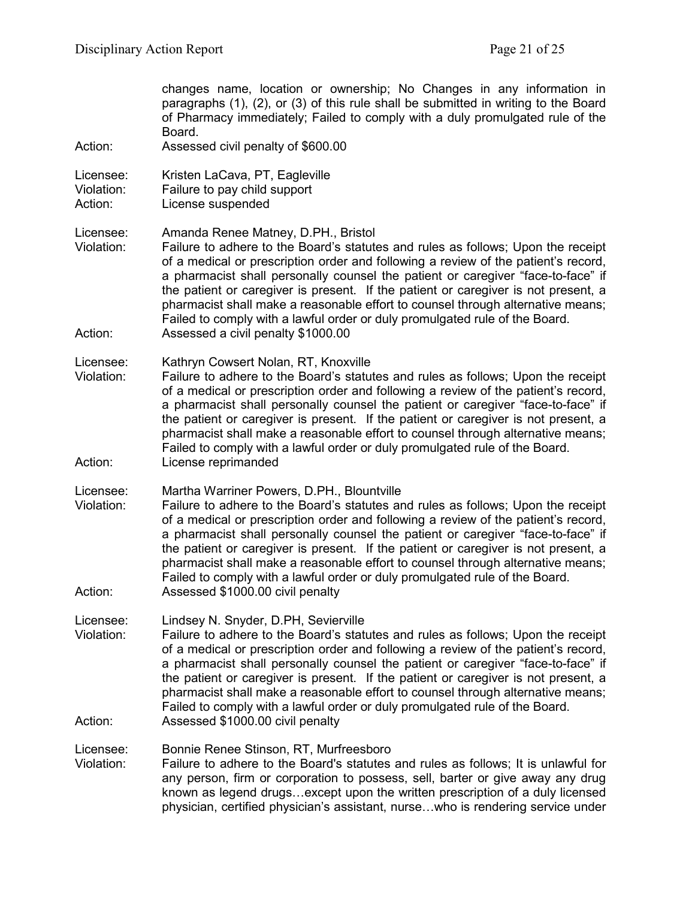changes name, location or ownership; No Changes in any information in paragraphs (1), (2), or (3) of this rule shall be submitted in writing to the Board of Pharmacy immediately; Failed to comply with a duly promulgated rule of the Board.

Action: Assessed civil penalty of $600.00

Licensee: Kristen LaCava, PT, Eagleville
Violation: Failure to pay child support
Action: License suspended

Licensee: Amanda Renee Matney, D.PH., Bristol
Violation: Failure to adhere to the Board's statutes and rules as follows; Upon the receipt of a medical or prescription order and following a review of the patient's record, a pharmacist shall personally counsel the patient or caregiver "face-to-face" if the patient or caregiver is present. If the patient or caregiver is not present, a pharmacist shall make a reasonable effort to counsel through alternative means; Failed to comply with a lawful order or duly promulgated rule of the Board.
Action: Assessed a civil penalty $1000.00

Licensee: Kathryn Cowsert Nolan, RT, Knoxville
Violation: Failure to adhere to the Board's statutes and rules as follows; Upon the receipt of a medical or prescription order and following a review of the patient's record, a pharmacist shall personally counsel the patient or caregiver "face-to-face" if the patient or caregiver is present. If the patient or caregiver is not present, a pharmacist shall make a reasonable effort to counsel through alternative means; Failed to comply with a lawful order or duly promulgated rule of the Board.
Action: License reprimanded

Licensee: Martha Warriner Powers, D.PH., Blountville
Violation: Failure to adhere to the Board's statutes and rules as follows; Upon the receipt of a medical or prescription order and following a review of the patient's record, a pharmacist shall personally counsel the patient or caregiver "face-to-face" if the patient or caregiver is present. If the patient or caregiver is not present, a pharmacist shall make a reasonable effort to counsel through alternative means; Failed to comply with a lawful order or duly promulgated rule of the Board.
Action: Assessed $1000.00 civil penalty

Licensee: Lindsey N. Snyder, D.PH, Sevierville
Violation: Failure to adhere to the Board's statutes and rules as follows; Upon the receipt of a medical or prescription order and following a review of the patient's record, a pharmacist shall personally counsel the patient or caregiver "face-to-face" if the patient or caregiver is present. If the patient or caregiver is not present, a pharmacist shall make a reasonable effort to counsel through alternative means; Failed to comply with a lawful order or duly promulgated rule of the Board.
Action: Assessed $1000.00 civil penalty

Licensee: Bonnie Renee Stinson, RT, Murfreesboro
Violation: Failure to adhere to the Board's statutes and rules as follows; It is unlawful for any person, firm or corporation to possess, sell, barter or give away any drug known as legend drugs…except upon the written prescription of a duly licensed physician, certified physician's assistant, nurse…who is rendering service under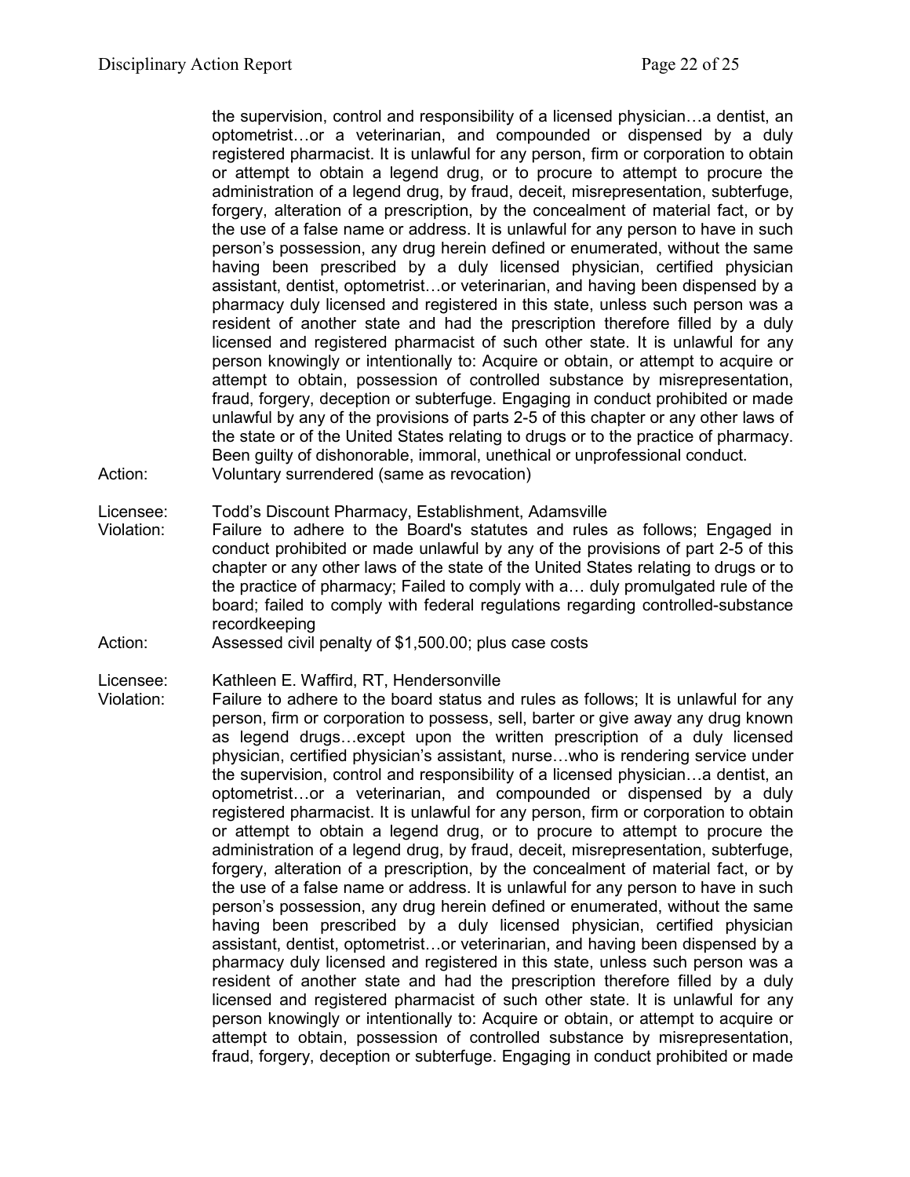the supervision, control and responsibility of a licensed physician…a dentist, an optometrist…or a veterinarian, and compounded or dispensed by a duly registered pharmacist. It is unlawful for any person, firm or corporation to obtain or attempt to obtain a legend drug, or to procure to attempt to procure the administration of a legend drug, by fraud, deceit, misrepresentation, subterfuge, forgery, alteration of a prescription, by the concealment of material fact, or by the use of a false name or address. It is unlawful for any person to have in such person's possession, any drug herein defined or enumerated, without the same having been prescribed by a duly licensed physician, certified physician assistant, dentist, optometrist…or veterinarian, and having been dispensed by a pharmacy duly licensed and registered in this state, unless such person was a resident of another state and had the prescription therefore filled by a duly licensed and registered pharmacist of such other state. It is unlawful for any person knowingly or intentionally to: Acquire or obtain, or attempt to acquire or attempt to obtain, possession of controlled substance by misrepresentation, fraud, forgery, deception or subterfuge. Engaging in conduct prohibited or made unlawful by any of the provisions of parts 2-5 of this chapter or any other laws of the state or of the United States relating to drugs or to the practice of pharmacy. Been guilty of dishonorable, immoral, unethical or unprofessional conduct.

Action: Voluntary surrendered (same as revocation)

Licensee: Todd's Discount Pharmacy, Establishment, Adamsville

Violation: Failure to adhere to the Board's statutes and rules as follows; Engaged in conduct prohibited or made unlawful by any of the provisions of part 2-5 of this chapter or any other laws of the state of the United States relating to drugs or to the practice of pharmacy; Failed to comply with a… duly promulgated rule of the board; failed to comply with federal regulations regarding controlled-substance recordkeeping

Action: Assessed civil penalty of $1,500.00; plus case costs

Licensee: Kathleen E. Waffird, RT, Hendersonville

Violation: Failure to adhere to the board status and rules as follows; It is unlawful for any person, firm or corporation to possess, sell, barter or give away any drug known as legend drugs…except upon the written prescription of a duly licensed physician, certified physician's assistant, nurse…who is rendering service under the supervision, control and responsibility of a licensed physician…a dentist, an optometrist…or a veterinarian, and compounded or dispensed by a duly registered pharmacist. It is unlawful for any person, firm or corporation to obtain or attempt to obtain a legend drug, or to procure to attempt to procure the administration of a legend drug, by fraud, deceit, misrepresentation, subterfuge, forgery, alteration of a prescription, by the concealment of material fact, or by the use of a false name or address. It is unlawful for any person to have in such person's possession, any drug herein defined or enumerated, without the same having been prescribed by a duly licensed physician, certified physician assistant, dentist, optometrist…or veterinarian, and having been dispensed by a pharmacy duly licensed and registered in this state, unless such person was a resident of another state and had the prescription therefore filled by a duly licensed and registered pharmacist of such other state. It is unlawful for any person knowingly or intentionally to: Acquire or obtain, or attempt to acquire or attempt to obtain, possession of controlled substance by misrepresentation, fraud, forgery, deception or subterfuge. Engaging in conduct prohibited or made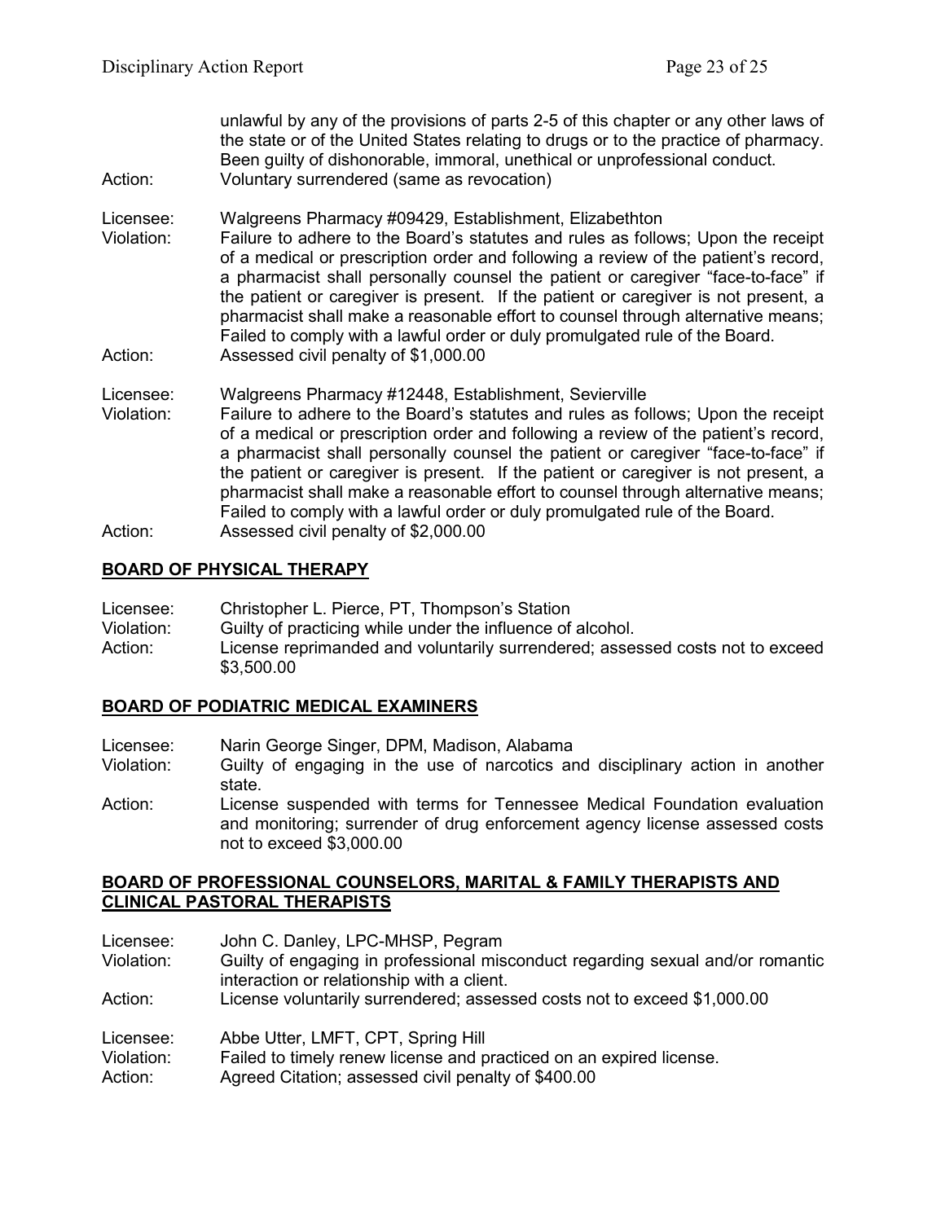unlawful by any of the provisions of parts 2-5 of this chapter or any other laws of the state or of the United States relating to drugs or to the practice of pharmacy. Been guilty of dishonorable, immoral, unethical or unprofessional conduct.
Action: Voluntary surrendered (same as revocation)

Licensee: Walgreens Pharmacy #09429, Establishment, Elizabethton
Violation: Failure to adhere to the Board's statutes and rules as follows; Upon the receipt of a medical or prescription order and following a review of the patient's record, a pharmacist shall personally counsel the patient or caregiver "face-to-face" if the patient or caregiver is present. If the patient or caregiver is not present, a pharmacist shall make a reasonable effort to counsel through alternative means; Failed to comply with a lawful order or duly promulgated rule of the Board.
Action: Assessed civil penalty of $1,000.00

Licensee: Walgreens Pharmacy #12448, Establishment, Sevierville
Violation: Failure to adhere to the Board's statutes and rules as follows; Upon the receipt of a medical or prescription order and following a review of the patient's record, a pharmacist shall personally counsel the patient or caregiver "face-to-face" if the patient or caregiver is present. If the patient or caregiver is not present, a pharmacist shall make a reasonable effort to counsel through alternative means; Failed to comply with a lawful order or duly promulgated rule of the Board.
Action: Assessed civil penalty of $2,000.00

## BOARD OF PHYSICAL THERAPY

Licensee: Christopher L. Pierce, PT, Thompson's Station
Violation: Guilty of practicing while under the influence of alcohol.
Action: License reprimanded and voluntarily surrendered; assessed costs not to exceed $3,500.00

## BOARD OF PODIATRIC MEDICAL EXAMINERS

Licensee: Narin George Singer, DPM, Madison, Alabama
Violation: Guilty of engaging in the use of narcotics and disciplinary action in another state.
Action: License suspended with terms for Tennessee Medical Foundation evaluation and monitoring; surrender of drug enforcement agency license assessed costs not to exceed $3,000.00

## BOARD OF PROFESSIONAL COUNSELORS, MARITAL & FAMILY THERAPISTS AND CLINICAL PASTORAL THERAPISTS

Licensee: John C. Danley, LPC-MHSP, Pegram
Violation: Guilty of engaging in professional misconduct regarding sexual and/or romantic interaction or relationship with a client.
Action: License voluntarily surrendered; assessed costs not to exceed $1,000.00

Licensee: Abbe Utter, LMFT, CPT, Spring Hill
Violation: Failed to timely renew license and practiced on an expired license.
Action: Agreed Citation; assessed civil penalty of $400.00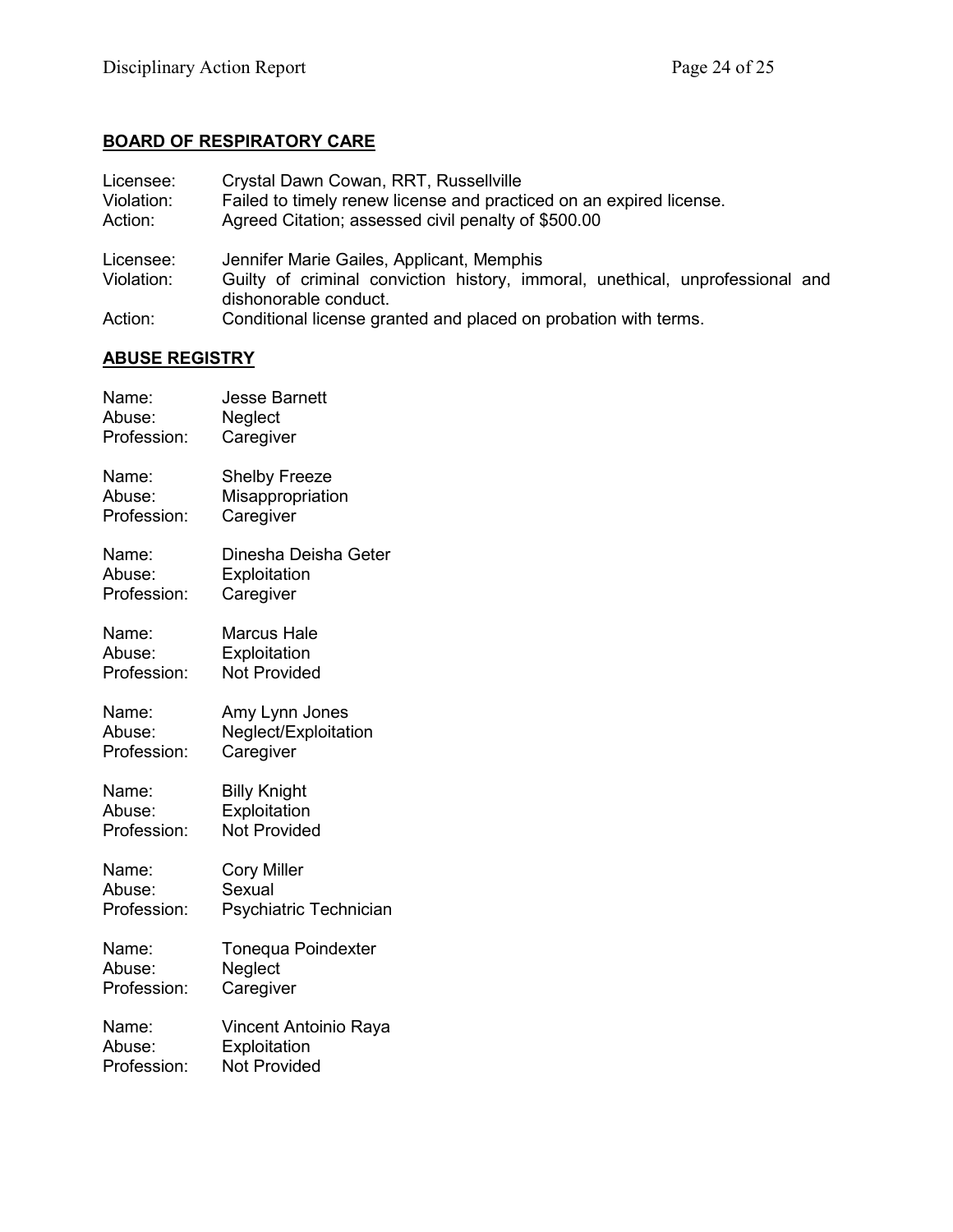**BOARD OF RESPIRATORY CARE**

Licensee: Crystal Dawn Cowan, RRT, Russellville
Violation: Failed to timely renew license and practiced on an expired license.
Action: Agreed Citation; assessed civil penalty of $500.00

Licensee: Jennifer Marie Gailes, Applicant, Memphis
Violation: Guilty of criminal conviction history, immoral, unethical, unprofessional and dishonorable conduct.
Action: Conditional license granted and placed on probation with terms.

**ABUSE REGISTRY**

Name: Jesse Barnett
Abuse: Neglect
Profession: Caregiver

Name: Shelby Freeze
Abuse: Misappropriation
Profession: Caregiver

Name: Dinesha Deisha Geter
Abuse: Exploitation
Profession: Caregiver

Name: Marcus Hale
Abuse: Exploitation
Profession: Not Provided

Name: Amy Lynn Jones
Abuse: Neglect/Exploitation
Profession: Caregiver

Name: Billy Knight
Abuse: Exploitation
Profession: Not Provided

Name: Cory Miller
Abuse: Sexual
Profession: Psychiatric Technician

Name: Tonequa Poindexter
Abuse: Neglect
Profession: Caregiver

Name: Vincent Antoinio Raya
Abuse: Exploitation
Profession: Not Provided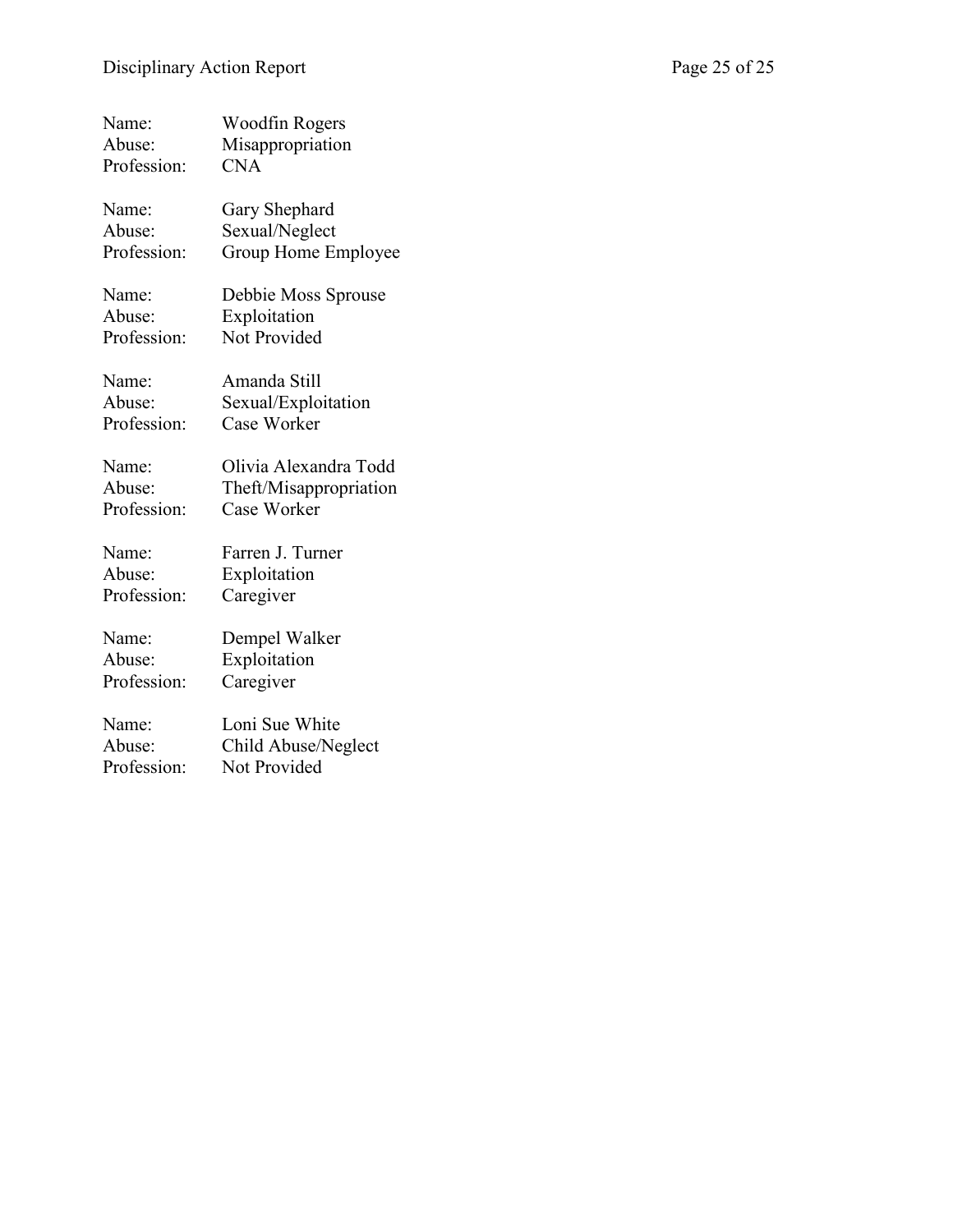Name: Woodfin Rogers
Abuse: Misappropriation
Profession: CNA

Name: Gary Shephard
Abuse: Sexual/Neglect
Profession: Group Home Employee

Name: Debbie Moss Sprouse
Abuse: Exploitation
Profession: Not Provided

Name: Amanda Still
Abuse: Sexual/Exploitation
Profession: Case Worker

Name: Olivia Alexandra Todd
Abuse: Theft/Misappropriation
Profession: Case Worker

Name: Farren J. Turner
Abuse: Exploitation
Profession: Caregiver

Name: Dempel Walker
Abuse: Exploitation
Profession: Caregiver

Name: Loni Sue White
Abuse: Child Abuse/Neglect
Profession: Not Provided